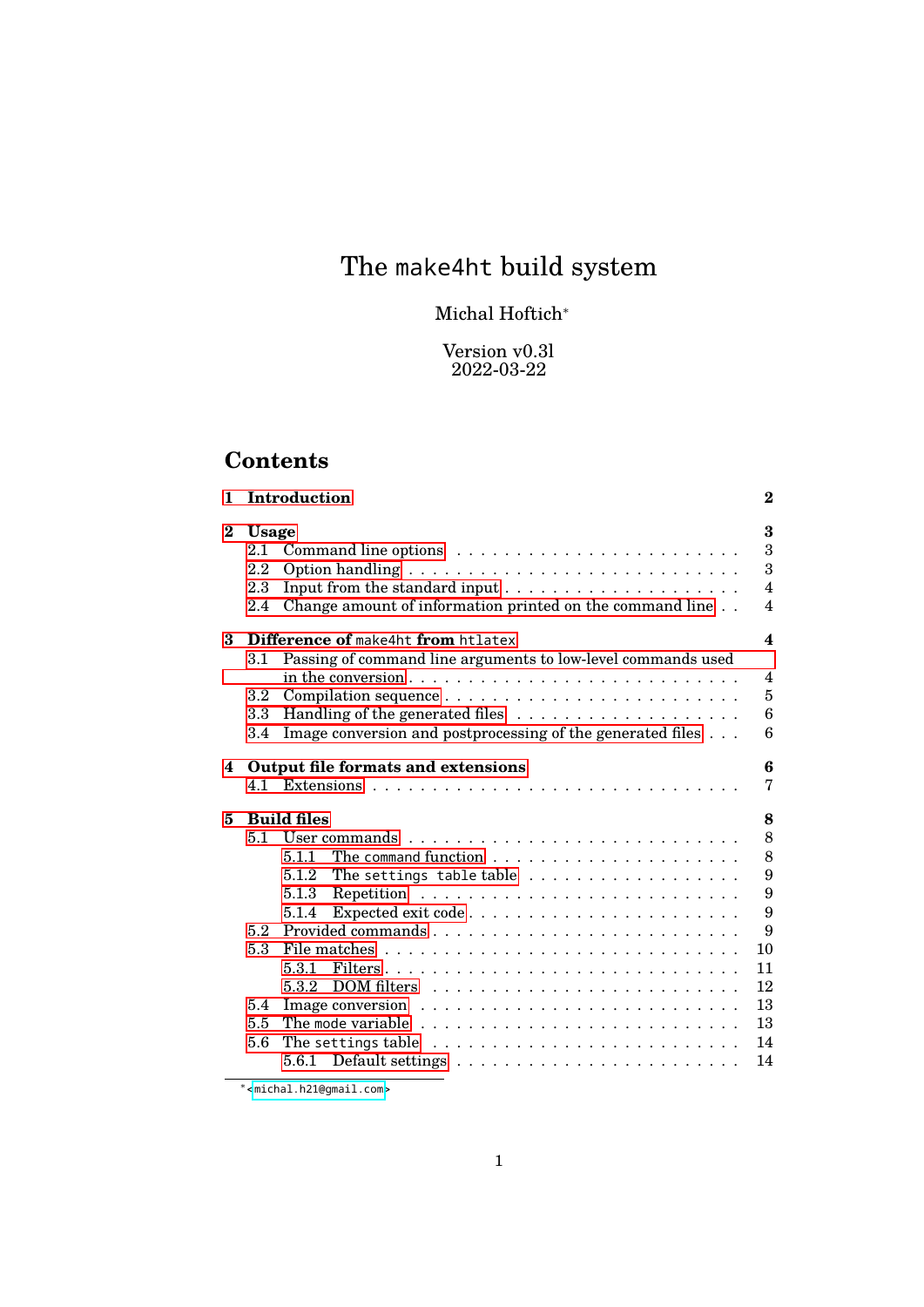# The `make4ht` build system

Michal Hoftich*

Version v0.3l
2022-03-22

## Contents

- **1 Introduction** — **2**
- **2 Usage** — **3**
  - 2.1 Command line options — 3
  - 2.2 Option handling — 3
  - 2.3 Input from the standard input — 4
  - 2.4 Change amount of information printed on the command line — 4
- **3 Difference of `make4ht` from `htlatex`** — **4**
  - 3.1 Passing of command line arguments to low-level commands used in the conversion — 4
  - 3.2 Compilation sequence — 5
  - 3.3 Handling of the generated files — 6
  - 3.4 Image conversion and postprocessing of the generated files — 6
- **4 Output file formats and extensions** — **6**
  - 4.1 Extensions — 7
- **5 Build files** — **8**
  - 5.1 User commands — 8
    - 5.1.1 The `command` function — 8
    - 5.1.2 The `settings table` table — 9
    - 5.1.3 Repetition — 9
    - 5.1.4 Expected exit code — 9
  - 5.2 Provided commands — 9
  - 5.3 File matches — 10
    - 5.3.1 Filters — 11
    - 5.3.2 DOM filters — 12
  - 5.4 Image conversion — 13
  - 5.5 The `mode` variable — 13
  - 5.6 The `settings` table — 14
    - 5.6.1 Default settings — 14

\* <michal.h21@gmail.com>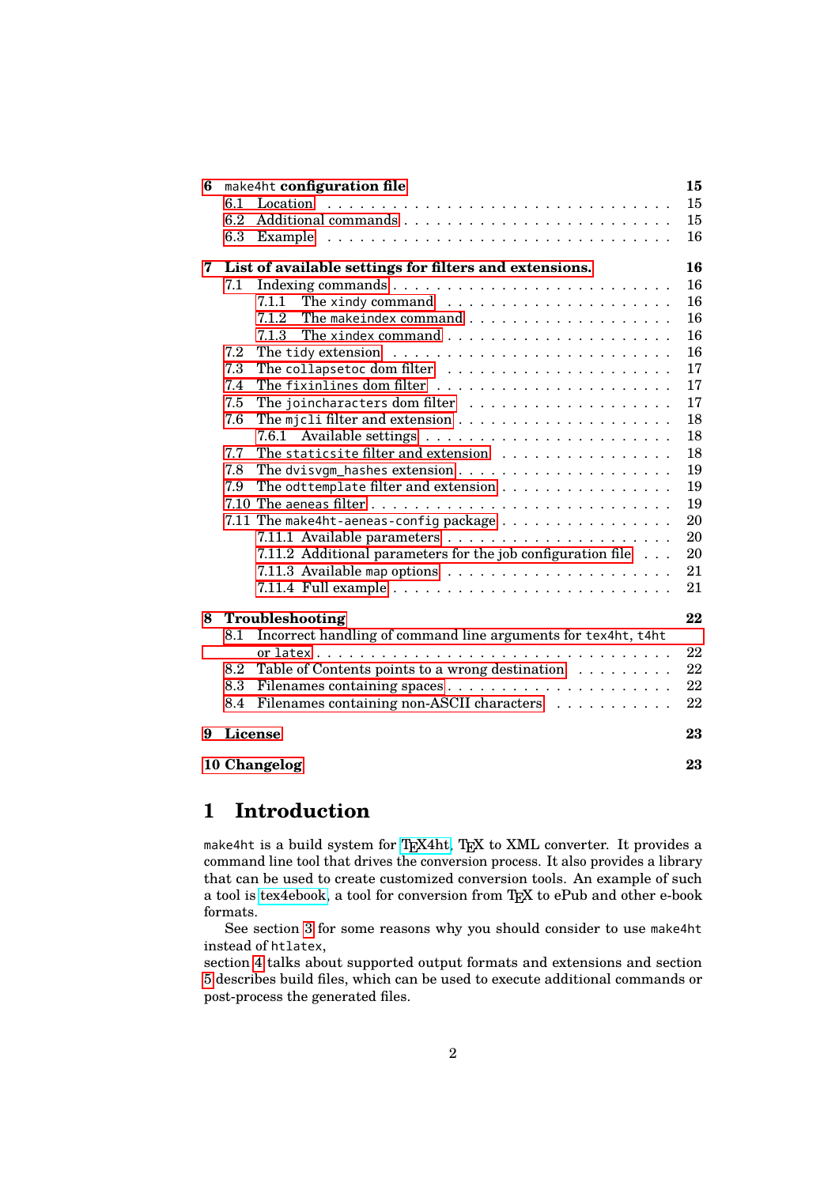6 `make4ht` configuration file — 15
- 6.1 Location — 15
- 6.2 Additional commands — 15
- 6.3 Example — 16

7 List of available settings for filters and extensions. — 16
- 7.1 Indexing commands — 16
  - 7.1.1 The `xindy` command — 16
  - 7.1.2 The `makeindex` command — 16
  - 7.1.3 The `xindex` command — 16
- 7.2 The `tidy` extension — 16
- 7.3 The `collapsetoc` dom filter — 17
- 7.4 The `fixinlines` dom filter — 17
- 7.5 The `joincharacters` dom filter — 17
- 7.6 The `mjcli` filter and extension — 18
  - 7.6.1 Available settings — 18
- 7.7 The `staticsite` filter and extension — 18
- 7.8 The `dvisvgm_hashes` extension — 19
- 7.9 The `odttemplate` filter and extension — 19
- 7.10 The `aeneas` filter — 19
- 7.11 The `make4ht-aeneas-config` package — 20
  - 7.11.1 Available parameters — 20
  - 7.11.2 Additional parameters for the job configuration file — 20
  - 7.11.3 Available `map` options — 21
  - 7.11.4 Full example — 21

8 Troubleshooting — 22
- 8.1 Incorrect handling of command line arguments for `tex4ht`, `t4ht` or `latex` — 22
- 8.2 Table of Contents points to a wrong destination — 22
- 8.3 Filenames containing spaces — 22
- 8.4 Filenames containing non-ASCII characters — 22

9 License — 23

10 Changelog — 23

# 1 Introduction

`make4ht` is a build system for TEX4ht, TEX to XML converter. It provides a command line tool that drives the conversion process. It also provides a library that can be used to create customized conversion tools. An example of such a tool is tex4ebook, a tool for conversion from TEX to ePub and other e-book formats.

See section 3 for some reasons why you should consider to use `make4ht` instead of `htlatex`,
section 4 talks about supported output formats and extensions and section 5 describes build files, which can be used to execute additional commands or post-process the generated files.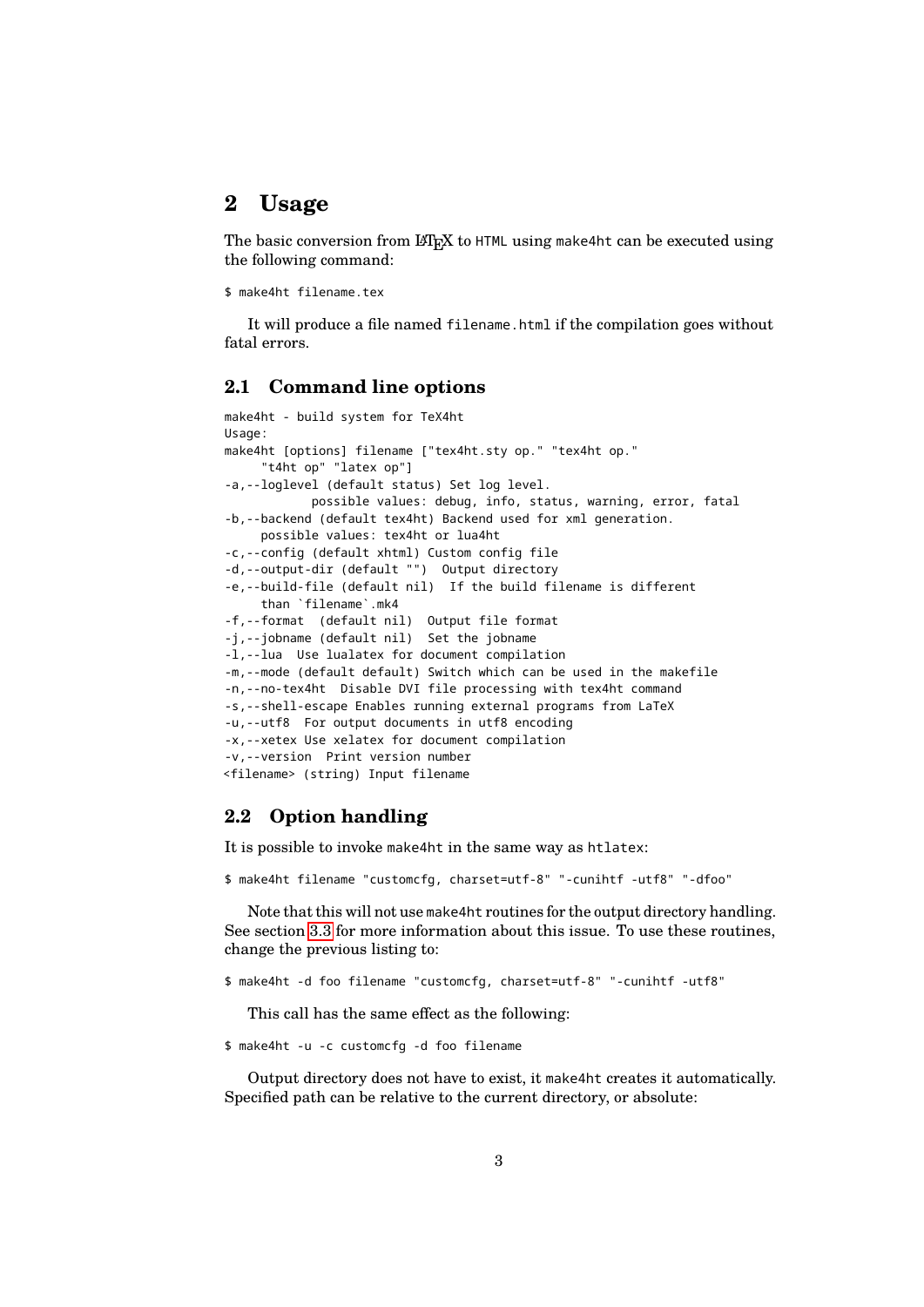## 2 Usage

The basic conversion from LaTeX to HTML using make4ht can be executed using the following command:

```
$ make4ht filename.tex
```

It will produce a file named filename.html if the compilation goes without fatal errors.

### 2.1 Command line options

```
make4ht - build system for TeX4ht
Usage:
make4ht [options] filename ["tex4ht.sty op." "tex4ht op."
     "t4ht op" "latex op"]
-a,--loglevel (default status) Set log level.
            possible values: debug, info, status, warning, error, fatal
-b,--backend (default tex4ht) Backend used for xml generation.
     possible values: tex4ht or lua4ht
-c,--config (default xhtml) Custom config file
-d,--output-dir (default "")  Output directory
-e,--build-file (default nil)  If the build filename is different
     than `filename`.mk4
-f,--format  (default nil)  Output file format
-j,--jobname (default nil)  Set the jobname
-l,--lua  Use lualatex for document compilation
-m,--mode (default default) Switch which can be used in the makefile
-n,--no-tex4ht  Disable DVI file processing with tex4ht command
-s,--shell-escape Enables running external programs from LaTeX
-u,--utf8  For output documents in utf8 encoding
-x,--xetex Use xelatex for document compilation
-v,--version  Print version number
<filename> (string) Input filename
```

### 2.2 Option handling

It is possible to invoke make4ht in the same way as htlatex:

```
$ make4ht filename "customcfg, charset=utf-8" "-cunihtf -utf8" "-dfoo"
```

Note that this will not use make4ht routines for the output directory handling. See section 3.3 for more information about this issue. To use these routines, change the previous listing to:

```
$ make4ht -d foo filename "customcfg, charset=utf-8" "-cunihtf -utf8"
```

This call has the same effect as the following:

```
$ make4ht -u -c customcfg -d foo filename
```

Output directory does not have to exist, it make4ht creates it automatically. Specified path can be relative to the current directory, or absolute: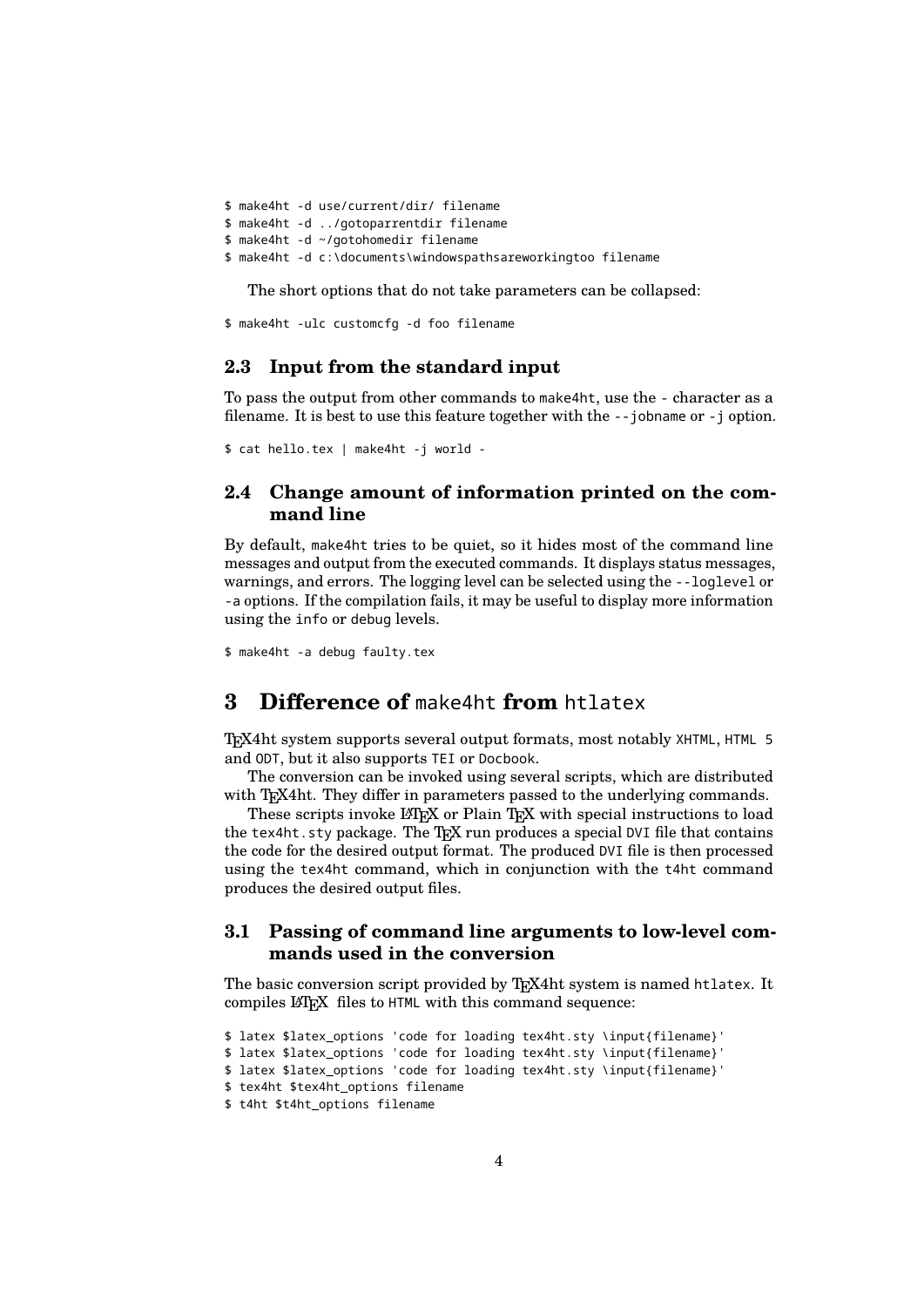```
$ make4ht -d use/current/dir/ filename
$ make4ht -d ../gotoparrentdir filename
$ make4ht -d ~/gotohomedir filename
$ make4ht -d c:\documents\windowspathsareworkingtoo filename
```

The short options that do not take parameters can be collapsed:

```
$ make4ht -ulc customcfg -d foo filename
```

### 2.3 Input from the standard input

To pass the output from other commands to `make4ht`, use the `-` character as a filename. It is best to use this feature together with the `--jobname` or `-j` option.

```
$ cat hello.tex | make4ht -j world -
```

### 2.4 Change amount of information printed on the command line

By default, `make4ht` tries to be quiet, so it hides most of the command line messages and output from the executed commands. It displays status messages, warnings, and errors. The logging level can be selected using the `--loglevel` or `-a` options. If the compilation fails, it may be useful to display more information using the `info` or `debug` levels.

```
$ make4ht -a debug faulty.tex
```

## 3 Difference of `make4ht` from `htlatex`

TeX4ht system supports several output formats, most notably `XHTML`, `HTML 5` and `ODT`, but it also supports `TEI` or `Docbook`.

The conversion can be invoked using several scripts, which are distributed with TeX4ht. They differ in parameters passed to the underlying commands.

These scripts invoke LaTeX or Plain TeX with special instructions to load the `tex4ht.sty` package. The TeX run produces a special `DVI` file that contains the code for the desired output format. The produced `DVI` file is then processed using the `tex4ht` command, which in conjunction with the `t4ht` command produces the desired output files.

### 3.1 Passing of command line arguments to low-level commands used in the conversion

The basic conversion script provided by TeX4ht system is named `htlatex`. It compiles LaTeX files to `HTML` with this command sequence:

```
$ latex $latex_options 'code for loading tex4ht.sty \input{filename}'
$ latex $latex_options 'code for loading tex4ht.sty \input{filename}'
$ latex $latex_options 'code for loading tex4ht.sty \input{filename}'
$ tex4ht $tex4ht_options filename
$ t4ht $t4ht_options filename
```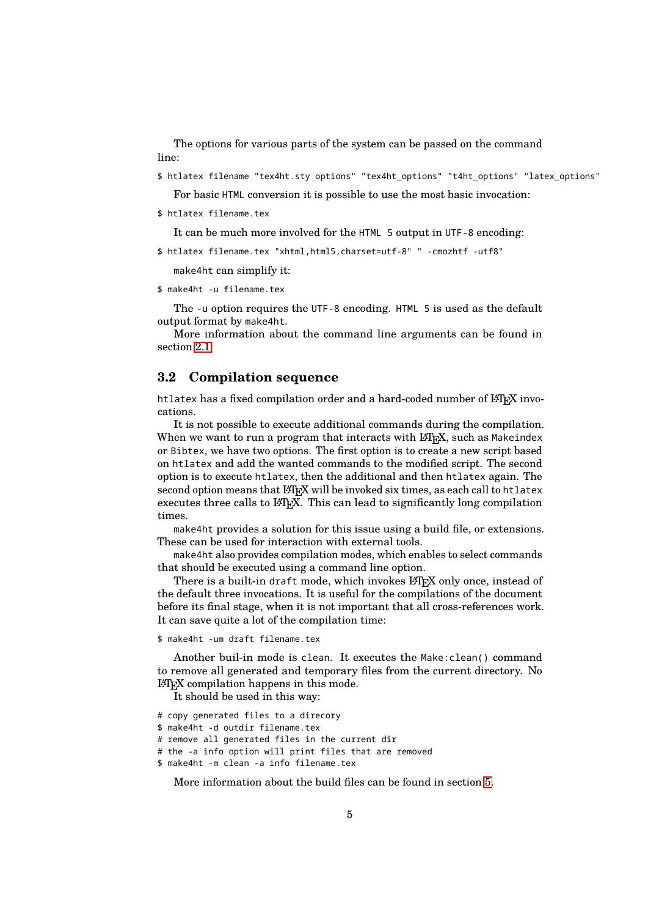The options for various parts of the system can be passed on the command line:

```
$ htlatex filename "tex4ht.sty options" "tex4ht_options" "t4ht_options" "latex_options"
```

For basic `HTML` conversion it is possible to use the most basic invocation:

```
$ htlatex filename.tex
```

It can be much more involved for the `HTML 5` output in `UTF-8` encoding:

```
$ htlatex filename.tex "xhtml,html5,charset=utf-8" " -cmozhtf -utf8"
```

`make4ht` can simplify it:

```
$ make4ht -u filename.tex
```

The `-u` option requires the `UTF-8` encoding. `HTML 5` is used as the default output format by `make4ht`.

More information about the command line arguments can be found in section 2.1.

## 3.2 Compilation sequence

`htlatex` has a fixed compilation order and a hard-coded number of LaTeX invocations.

It is not possible to execute additional commands during the compilation. When we want to run a program that interacts with LaTeX, such as `Makeindex` or `Bibtex`, we have two options. The first option is to create a new script based on `htlatex` and add the wanted commands to the modified script. The second option is to execute `htlatex`, then the additional and then `htlatex` again. The second option means that LaTeX will be invoked six times, as each call to `htlatex` executes three calls to LaTeX. This can lead to significantly long compilation times.

`make4ht` provides a solution for this issue using a build file, or extensions. These can be used for interaction with external tools.

`make4ht` also provides compilation modes, which enables to select commands that should be executed using a command line option.

There is a built-in `draft` mode, which invokes LaTeX only once, instead of the default three invocations. It is useful for the compilations of the document before its final stage, when it is not important that all cross-references work. It can save quite a lot of the compilation time:

```
$ make4ht -um draft filename.tex
```

Another buil-in mode is `clean`. It executes the `Make:clean()` command to remove all generated and temporary files from the current directory. No LaTeX compilation happens in this mode.

It should be used in this way:

```
# copy generated files to a direcory
$ make4ht -d outdir filename.tex
# remove all generated files in the current dir
# the -a info option will print files that are removed
$ make4ht -m clean -a info filename.tex
```

More information about the build files can be found in section 5.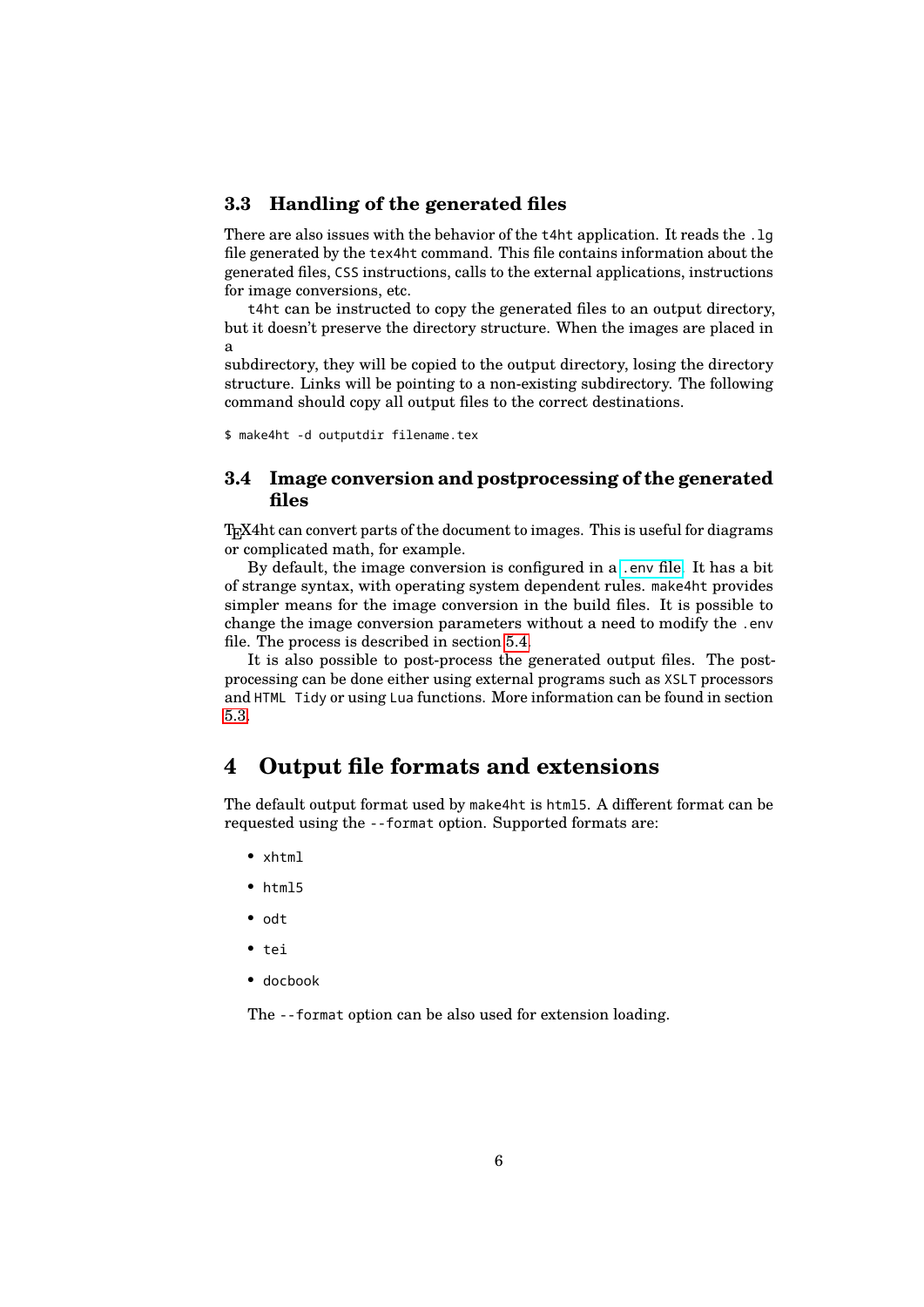### 3.3 Handling of the generated files

There are also issues with the behavior of the `t4ht` application. It reads the `.lg` file generated by the `tex4ht` command. This file contains information about the generated files, `CSS` instructions, calls to the external applications, instructions for image conversions, etc.

`t4ht` can be instructed to copy the generated files to an output directory, but it doesn't preserve the directory structure. When the images are placed in a subdirectory, they will be copied to the output directory, losing the directory structure. Links will be pointing to a non-existing subdirectory. The following command should copy all output files to the correct destinations.

```
$ make4ht -d outputdir filename.tex
```

### 3.4 Image conversion and postprocessing of the generated files

TeX4ht can convert parts of the document to images. This is useful for diagrams or complicated math, for example.

By default, the image conversion is configured in a `.env` file. It has a bit of strange syntax, with operating system dependent rules. `make4ht` provides simpler means for the image conversion in the build files. It is possible to change the image conversion parameters without a need to modify the `.env` file. The process is described in section 5.4.

It is also possible to post-process the generated output files. The post-processing can be done either using external programs such as `XSLT` processors and `HTML Tidy` or using `Lua` functions. More information can be found in section 5.3.

## 4 Output file formats and extensions

The default output format used by `make4ht` is `html5`. A different format can be requested using the `--format` option. Supported formats are:

- `xhtml`
- `html5`
- `odt`
- `tei`
- `docbook`

The `--format` option can be also used for extension loading.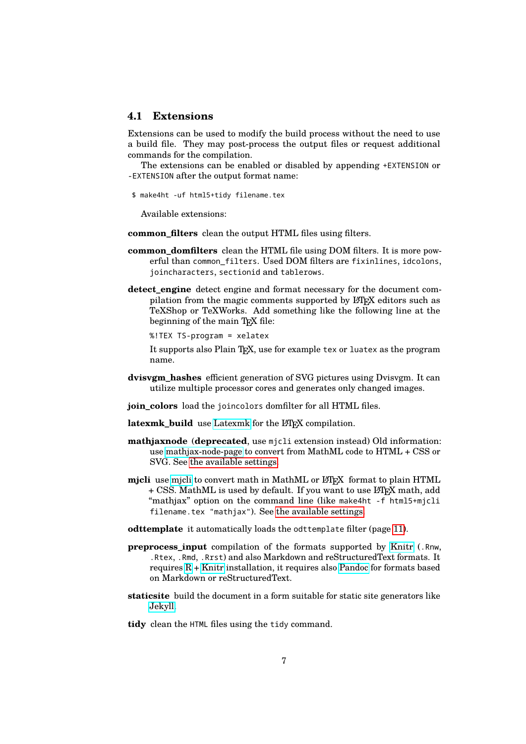## 4.1 Extensions

Extensions can be used to modify the build process without the need to use a build file. They may post-process the output files or request additional commands for the compilation.

The extensions can be enabled or disabled by appending `+EXTENSION` or `-EXTENSION` after the output format name:

```
$ make4ht -uf html5+tidy filename.tex
```

Available extensions:

**common_filters** clean the output HTML files using filters.

**common_domfilters** clean the HTML file using DOM filters. It is more powerful than `common_filters`. Used DOM filters are `fixinlines`, `idcolons`, `joincharacters`, `sectionid` and `tablerows`.

**detect_engine** detect engine and format necessary for the document compilation from the magic comments supported by LaTeX editors such as TeXShop or TeXWorks. Add something like the following line at the beginning of the main TeX file:

```
%!TEX TS-program = xelatex
```

It supports also Plain TeX, use for example `tex` or `luatex` as the program name.

**dvisvgm_hashes** efficient generation of SVG pictures using Dvisvgm. It can utilize multiple processor cores and generates only changed images.

**join_colors** load the `joincolors` domfilter for all HTML files.

**latexmk_build** use Latexmk for the LaTeX compilation.

**mathjaxnode** (**deprecated**, use `mjcli` extension instead) Old information: use mathjax-node-page to convert from MathML code to HTML + CSS or SVG. See the available settings.

**mjcli** use mjcli to convert math in MathML or LaTeX format to plain HTML + CSS. MathML is used by default. If you want to use LaTeX math, add "mathjax" option on the command line (like `make4ht -f html5+mjcli filename.tex "mathjax"`). See the available settings.

**odttemplate** it automatically loads the `odttemplate` filter (page 11).

**preprocess_input** compilation of the formats supported by Knitr (`.Rnw`, `.Rtex`, `.Rmd`, `.Rrst`) and also Markdown and reStructuredText formats. It requires R + Knitr installation, it requires also Pandoc for formats based on Markdown or reStructuredText.

**staticsite** build the document in a form suitable for static site generators like Jekyll.

**tidy** clean the `HTML` files using the `tidy` command.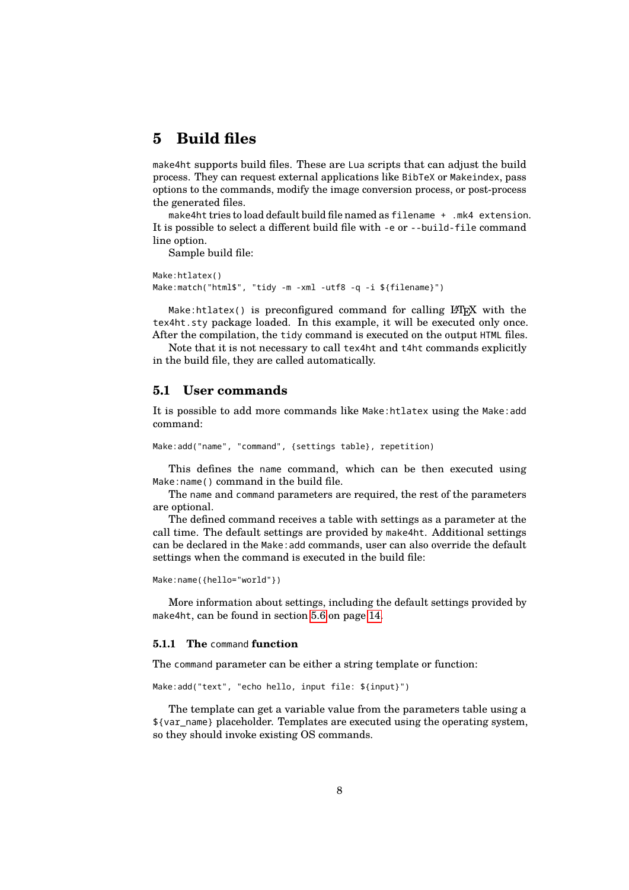# 5 Build files

`make4ht` supports build files. These are `Lua` scripts that can adjust the build process. They can request external applications like `BibTeX` or `Makeindex`, pass options to the commands, modify the image conversion process, or post-process the generated files.

`make4ht` tries to load default build file named as `filename + .mk4 extension`. It is possible to select a different build file with `-e` or `--build-file` command line option.

Sample build file:

```
Make:htlatex()
Make:match("html$", "tidy -m -xml -utf8 -q -i ${filename}")
```

`Make:htlatex()` is preconfigured command for calling LaTeX with the `tex4ht.sty` package loaded. In this example, it will be executed only once. After the compilation, the `tidy` command is executed on the output `HTML` files.

Note that it is not necessary to call `tex4ht` and `t4ht` commands explicitly in the build file, they are called automatically.

## 5.1 User commands

It is possible to add more commands like `Make:htlatex` using the `Make:add` command:

```
Make:add("name", "command", {settings table}, repetition)
```

This defines the `name` command, which can be then executed using `Make:name()` command in the build file.

The `name` and `command` parameters are required, the rest of the parameters are optional.

The defined command receives a table with settings as a parameter at the call time. The default settings are provided by `make4ht`. Additional settings can be declared in the `Make:add` commands, user can also override the default settings when the command is executed in the build file:

```
Make:name({hello="world"})
```

More information about settings, including the default settings provided by `make4ht`, can be found in section 5.6 on page 14.

### 5.1.1 The `command` function

The `command` parameter can be either a string template or function:

```
Make:add("text", "echo hello, input file: ${input}")
```

The template can get a variable value from the parameters table using a `${var_name}` placeholder. Templates are executed using the operating system, so they should invoke existing OS commands.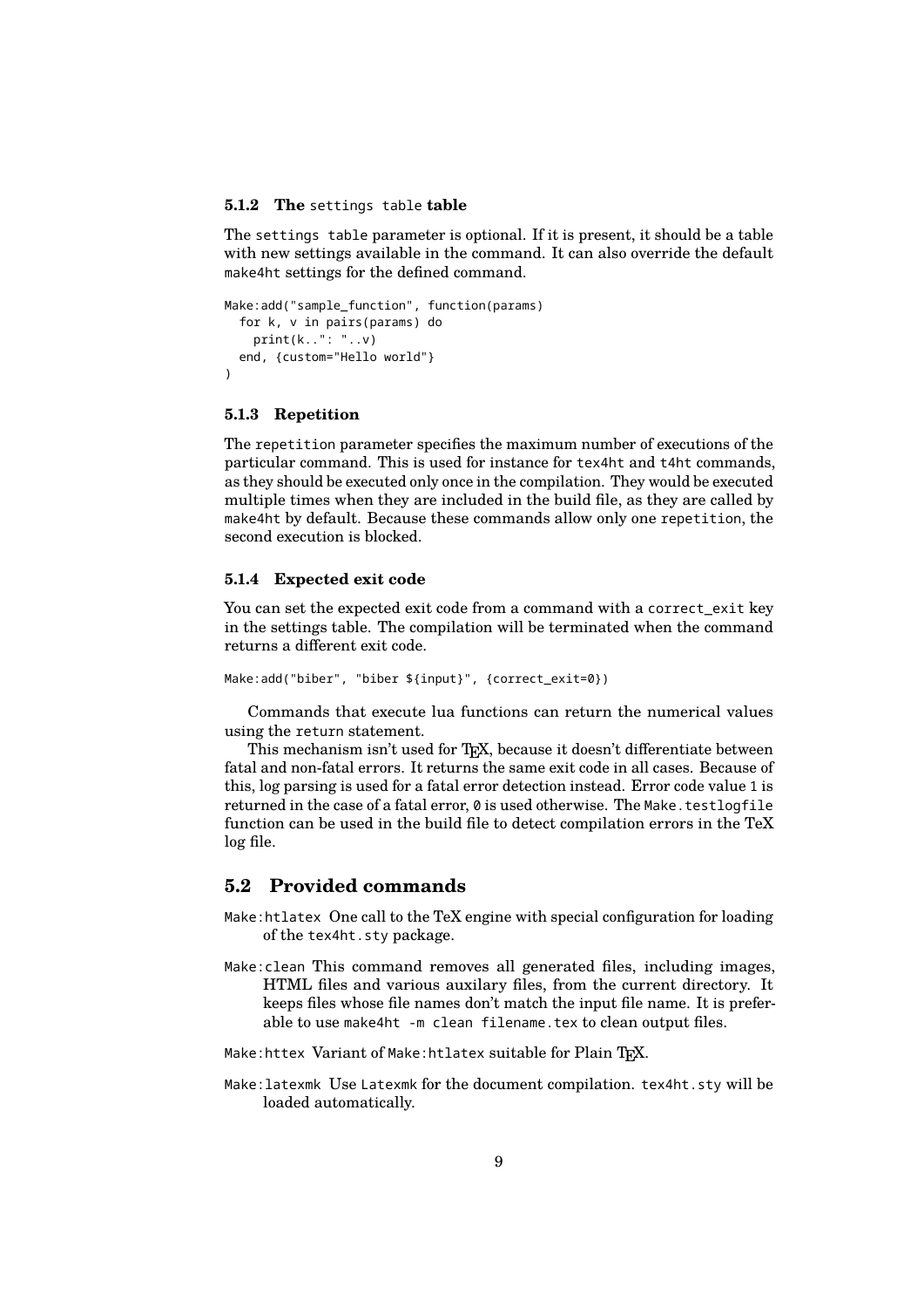#### 5.1.2 The `settings table` table

The `settings table` parameter is optional. If it is present, it should be a table with new settings available in the command. It can also override the default `make4ht` settings for the defined command.

```
Make:add("sample_function", function(params)
  for k, v in pairs(params) do
    print(k..": "..v)
  end, {custom="Hello world"}
)
```

#### 5.1.3 Repetition

The `repetition` parameter specifies the maximum number of executions of the particular command. This is used for instance for `tex4ht` and `t4ht` commands, as they should be executed only once in the compilation. They would be executed multiple times when they are included in the build file, as they are called by `make4ht` by default. Because these commands allow only one `repetition`, the second execution is blocked.

#### 5.1.4 Expected exit code

You can set the expected exit code from a command with a `correct_exit` key in the settings table. The compilation will be terminated when the command returns a different exit code.

```
Make:add("biber", "biber ${input}", {correct_exit=0})
```

Commands that execute lua functions can return the numerical values using the `return` statement.

This mechanism isn't used for TeX, because it doesn't differentiate between fatal and non-fatal errors. It returns the same exit code in all cases. Because of this, log parsing is used for a fatal error detection instead. Error code value `1` is returned in the case of a fatal error, `0` is used otherwise. The `Make.testlogfile` function can be used in the build file to detect compilation errors in the TeX log file.

## 5.2 Provided commands

`Make:htlatex` One call to the TeX engine with special configuration for loading of the `tex4ht.sty` package.

`Make:clean` This command removes all generated files, including images, HTML files and various auxilary files, from the current directory. It keeps files whose file names don't match the input file name. It is preferable to use `make4ht -m clean filename.tex` to clean output files.

`Make:httex` Variant of `Make:htlatex` suitable for Plain TeX.

`Make:latexmk` Use `Latexmk` for the document compilation. `tex4ht.sty` will be loaded automatically.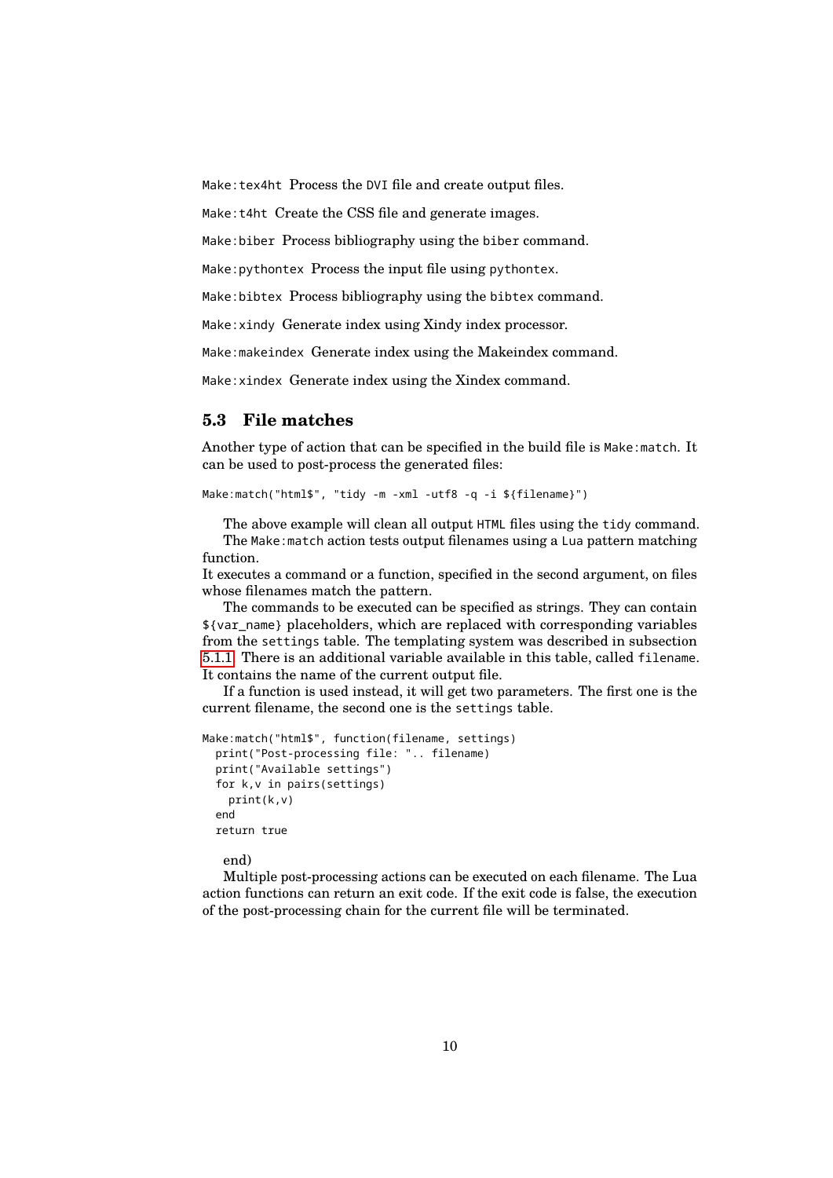`Make:tex4ht` Process the DVI file and create output files.

`Make:t4ht` Create the CSS file and generate images.

`Make:biber` Process bibliography using the `biber` command.

`Make:pythontex` Process the input file using `pythontex`.

`Make:bibtex` Process bibliography using the `bibtex` command.

`Make:xindy` Generate index using Xindy index processor.

`Make:makeindex` Generate index using the Makeindex command.

`Make:xindex` Generate index using the Xindex command.

## 5.3 File matches

Another type of action that can be specified in the build file is `Make:match`. It can be used to post-process the generated files:

```
Make:match("html$", "tidy -m -xml -utf8 -q -i ${filename}")
```

The above example will clean all output HTML files using the `tidy` command.

The `Make:match` action tests output filenames using a Lua pattern matching function.

It executes a command or a function, specified in the second argument, on files whose filenames match the pattern.

The commands to be executed can be specified as strings. They can contain `${var_name}` placeholders, which are replaced with corresponding variables from the `settings` table. The templating system was described in subsection 5.1.1. There is an additional variable available in this table, called `filename`. It contains the name of the current output file.

If a function is used instead, it will get two parameters. The first one is the current filename, the second one is the `settings` table.

```
Make:match("html$", function(filename, settings)
  print("Post-processing file: ".. filename)
  print("Available settings")
  for k,v in pairs(settings)
    print(k,v)
  end
  return true
```

end)

Multiple post-processing actions can be executed on each filename. The Lua action functions can return an exit code. If the exit code is false, the execution of the post-processing chain for the current file will be terminated.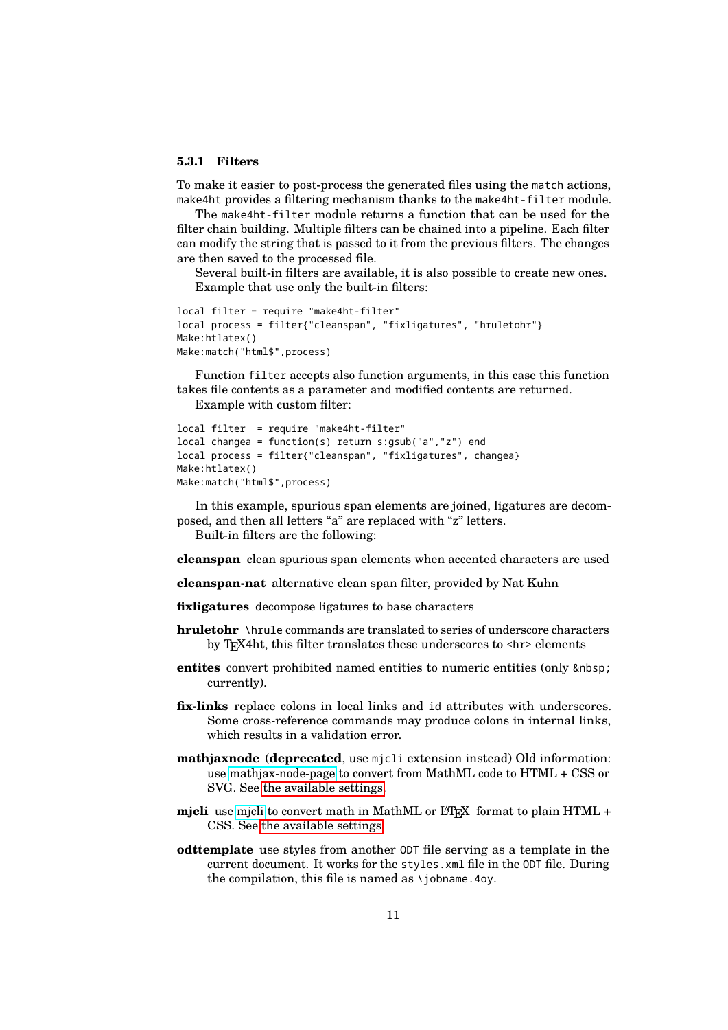### 5.3.1 Filters

To make it easier to post-process the generated files using the `match` actions, `make4ht` provides a filtering mechanism thanks to the `make4ht-filter` module.

The `make4ht-filter` module returns a function that can be used for the filter chain building. Multiple filters can be chained into a pipeline. Each filter can modify the string that is passed to it from the previous filters. The changes are then saved to the processed file.

Several built-in filters are available, it is also possible to create new ones.

Example that use only the built-in filters:

```
local filter = require "make4ht-filter"
local process = filter{"cleanspan", "fixligatures", "hruletohr"}
Make:htlatex()
Make:match("html$",process)
```

Function `filter` accepts also function arguments, in this case this function takes file contents as a parameter and modified contents are returned.

Example with custom filter:

```
local filter  = require "make4ht-filter"
local changea = function(s) return s:gsub("a","z") end
local process = filter{"cleanspan", "fixligatures", changea}
Make:htlatex()
Make:match("html$",process)
```

In this example, spurious span elements are joined, ligatures are decomposed, and then all letters "a" are replaced with "z" letters.

Built-in filters are the following:

**cleanspan** clean spurious span elements when accented characters are used

**cleanspan-nat** alternative clean span filter, provided by Nat Kuhn

**fixligatures** decompose ligatures to base characters

**hruletohr** `\hrule` commands are translated to series of underscore characters by TeX4ht, this filter translates these underscores to `<hr>` elements

**entites** convert prohibited named entities to numeric entities (only `&nbsp;` currently).

**fix-links** replace colons in local links and `id` attributes with underscores. Some cross-reference commands may produce colons in internal links, which results in a validation error.

**mathjaxnode** (**deprecated**, use `mjcli` extension instead) Old information: use mathjax-node-page to convert from MathML code to HTML + CSS or SVG. See the available settings.

**mjcli** use mjcli to convert math in MathML or LaTeX format to plain HTML + CSS. See the available settings.

**odttemplate** use styles from another `ODT` file serving as a template in the current document. It works for the `styles.xml` file in the `ODT` file. During the compilation, this file is named as `\jobname.4oy`.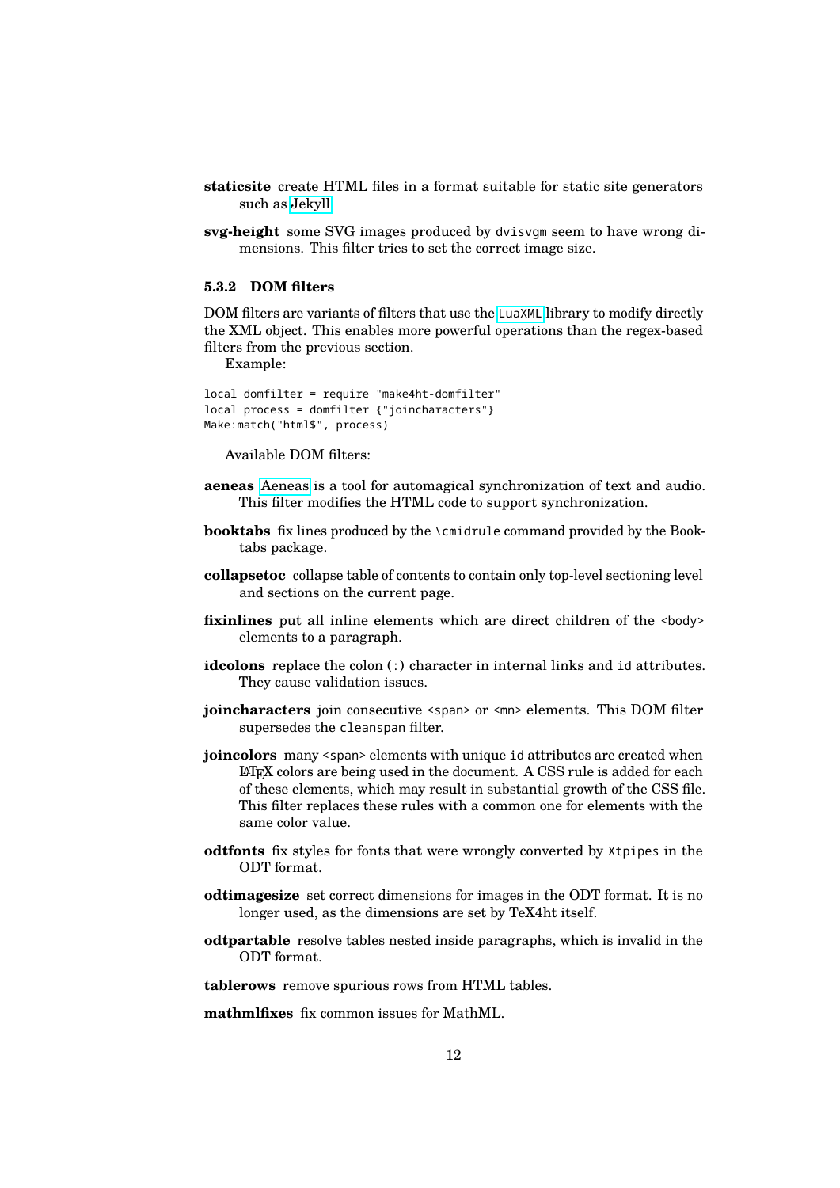**staticsite** create HTML files in a format suitable for static site generators such as Jekyll.

**svg-height** some SVG images produced by `dvisvgm` seem to have wrong dimensions. This filter tries to set the correct image size.

### 5.3.2 DOM filters

DOM filters are variants of filters that use the `LuaXML` library to modify directly the XML object. This enables more powerful operations than the regex-based filters from the previous section.

Example:

```
local domfilter = require "make4ht-domfilter"
local process = domfilter {"joincharacters"}
Make:match("html$", process)
```

Available DOM filters:

**aeneas** Aeneas is a tool for automagical synchronization of text and audio. This filter modifies the HTML code to support synchronization.

**booktabs** fix lines produced by the `\cmidrule` command provided by the Booktabs package.

**collapsetoc** collapse table of contents to contain only top-level sectioning level and sections on the current page.

**fixinlines** put all inline elements which are direct children of the `<body>` elements to a paragraph.

**idcolons** replace the colon (`:`) character in internal links and `id` attributes. They cause validation issues.

**joincharacters** join consecutive `<span>` or `<mn>` elements. This DOM filter supersedes the `cleanspan` filter.

**joincolors** many `<span>` elements with unique `id` attributes are created when LaTeX colors are being used in the document. A CSS rule is added for each of these elements, which may result in substantial growth of the CSS file. This filter replaces these rules with a common one for elements with the same color value.

**odtfonts** fix styles for fonts that were wrongly converted by `Xtpipes` in the ODT format.

**odtimagesize** set correct dimensions for images in the ODT format. It is no longer used, as the dimensions are set by TeX4ht itself.

**odtpartable** resolve tables nested inside paragraphs, which is invalid in the ODT format.

**tablerows** remove spurious rows from HTML tables.

**mathmlfixes** fix common issues for MathML.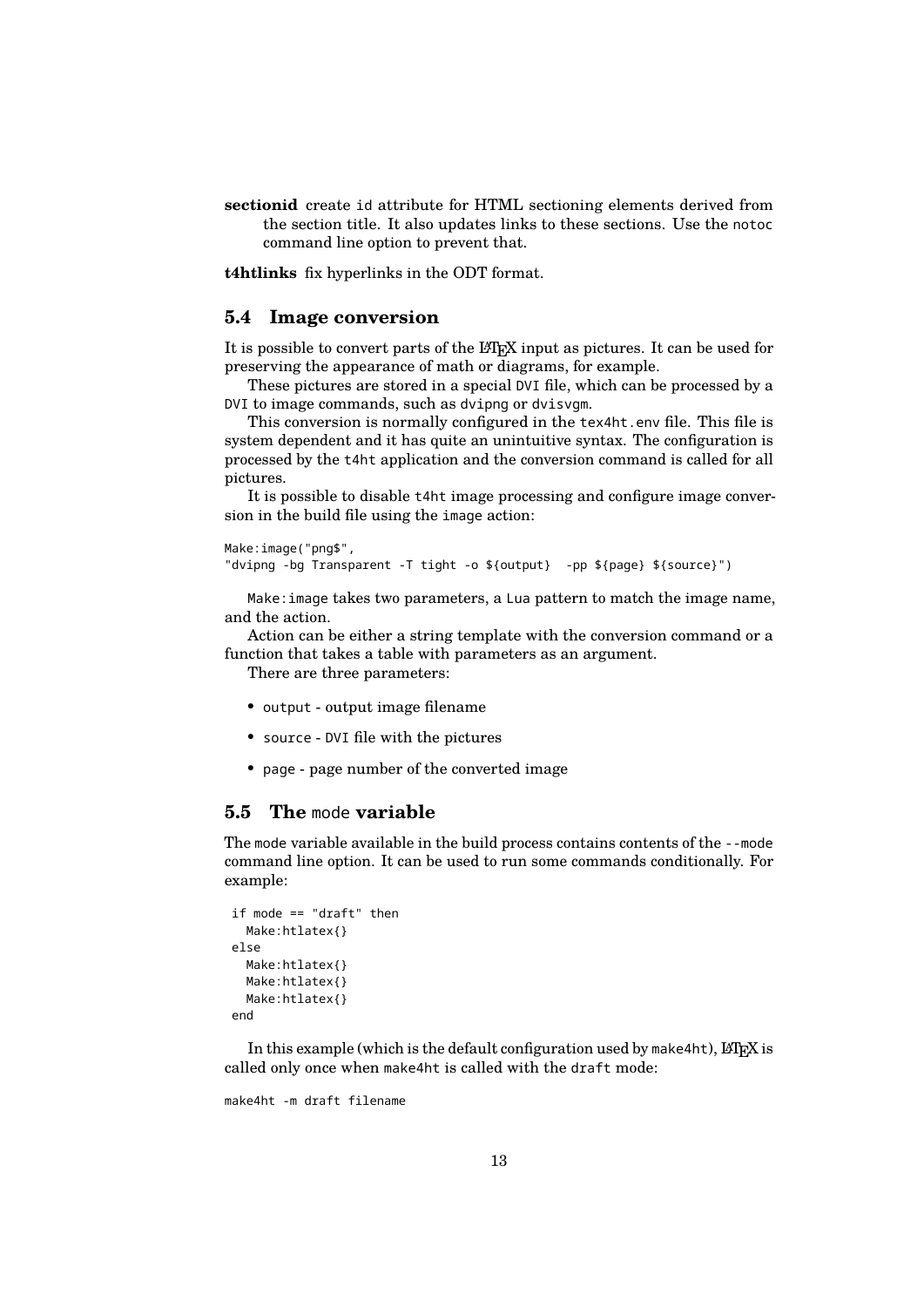**sectionid** create `id` attribute for HTML sectioning elements derived from the section title. It also updates links to these sections. Use the `notoc` command line option to prevent that.

**t4htlinks** fix hyperlinks in the ODT format.

## 5.4 Image conversion

It is possible to convert parts of the LaTeX input as pictures. It can be used for preserving the appearance of math or diagrams, for example.

These pictures are stored in a special `DVI` file, which can be processed by a `DVI` to image commands, such as `dvipng` or `dvisvgm`.

This conversion is normally configured in the `tex4ht.env` file. This file is system dependent and it has quite an unintuitive syntax. The configuration is processed by the `t4ht` application and the conversion command is called for all pictures.

It is possible to disable `t4ht` image processing and configure image conversion in the build file using the `image` action:

```
Make:image("png$",
"dvipng -bg Transparent -T tight -o ${output}  -pp ${page} ${source}")
```

`Make:image` takes two parameters, a `Lua` pattern to match the image name, and the action.

Action can be either a string template with the conversion command or a function that takes a table with parameters as an argument.

There are three parameters:

- `output` - output image filename
- `source` - `DVI` file with the pictures
- `page` - page number of the converted image

## 5.5 The `mode` variable

The `mode` variable available in the build process contains contents of the `--mode` command line option. It can be used to run some commands conditionally. For example:

```
 if mode == "draft" then
   Make:htlatex{}
 else
   Make:htlatex{}
   Make:htlatex{}
   Make:htlatex{}
 end
```

In this example (which is the default configuration used by `make4ht`), LaTeX is called only once when `make4ht` is called with the `draft` mode:

```
make4ht -m draft filename
```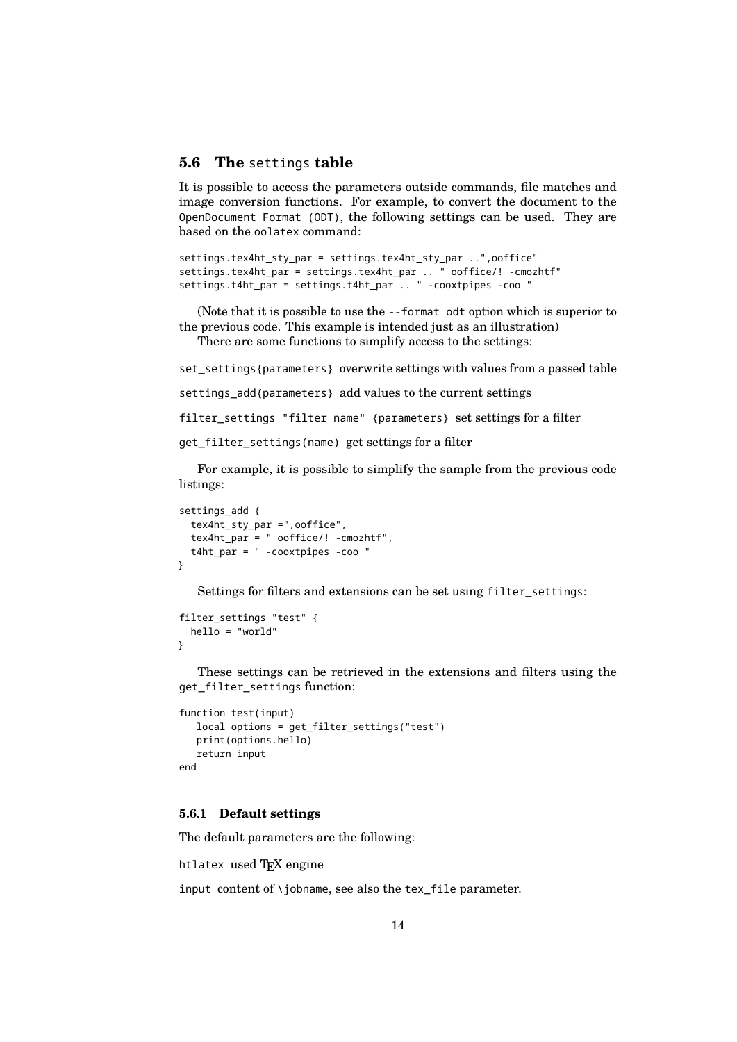### 5.6 The `settings` table

It is possible to access the parameters outside commands, file matches and image conversion functions. For example, to convert the document to the `OpenDocument Format (ODT)`, the following settings can be used. They are based on the `oolatex` command:

```
settings.tex4ht_sty_par = settings.tex4ht_sty_par ..",ooffice"
settings.tex4ht_par = settings.tex4ht_par .. " ooffice/! -cmozhtf"
settings.t4ht_par = settings.t4ht_par .. " -cooxtpipes -coo "
```

(Note that it is possible to use the `--format odt` option which is superior to the previous code. This example is intended just as an illustration)

There are some functions to simplify access to the settings:

`set_settings{parameters}` overwrite settings with values from a passed table

`settings_add{parameters}` add values to the current settings

`filter_settings "filter name" {parameters}` set settings for a filter

`get_filter_settings(name)` get settings for a filter

For example, it is possible to simplify the sample from the previous code listings:

```
settings_add {
  tex4ht_sty_par =",ooffice",
  tex4ht_par = " ooffice/! -cmozhtf",
  t4ht_par = " -cooxtpipes -coo "
}
```

Settings for filters and extensions can be set using `filter_settings`:

```
filter_settings "test" {
  hello = "world"
}
```

These settings can be retrieved in the extensions and filters using the `get_filter_settings` function:

```
function test(input)
   local options = get_filter_settings("test")
   print(options.hello)
   return input
end
```

#### 5.6.1 Default settings

The default parameters are the following:

`htlatex` used TeX engine

`input` content of `\jobname`, see also the `tex_file` parameter.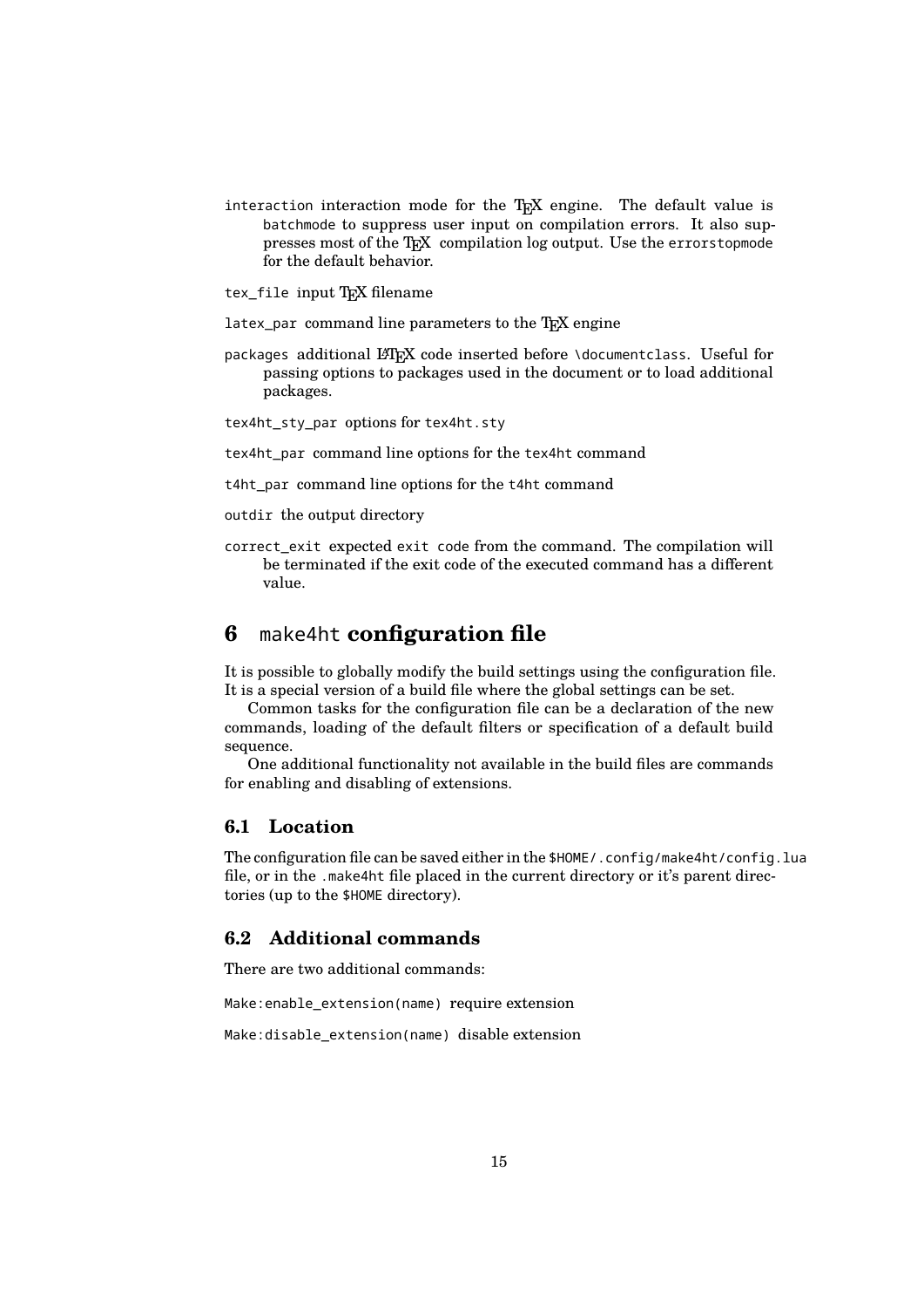`interaction` interaction mode for the TeX engine. The default value is `batchmode` to suppress user input on compilation errors. It also suppresses most of the TeX compilation log output. Use the `errorstopmode` for the default behavior.

`tex_file` input TeX filename

`latex_par` command line parameters to the TeX engine

`packages` additional LaTeX code inserted before `\documentclass`. Useful for passing options to packages used in the document or to load additional packages.

`tex4ht_sty_par` options for `tex4ht.sty`

`tex4ht_par` command line options for the `tex4ht` command

`t4ht_par` command line options for the `t4ht` command

`outdir` the output directory

`correct_exit` expected `exit code` from the command. The compilation will be terminated if the exit code of the executed command has a different value.

# 6 `make4ht` configuration file

It is possible to globally modify the build settings using the configuration file. It is a special version of a build file where the global settings can be set.

Common tasks for the configuration file can be a declaration of the new commands, loading of the default filters or specification of a default build sequence.

One additional functionality not available in the build files are commands for enabling and disabling of extensions.

## 6.1 Location

The configuration file can be saved either in the `$HOME/.config/make4ht/config.lua` file, or in the `.make4ht` file placed in the current directory or it's parent directories (up to the `$HOME` directory).

## 6.2 Additional commands

There are two additional commands:

`Make:enable_extension(name)` require extension

`Make:disable_extension(name)` disable extension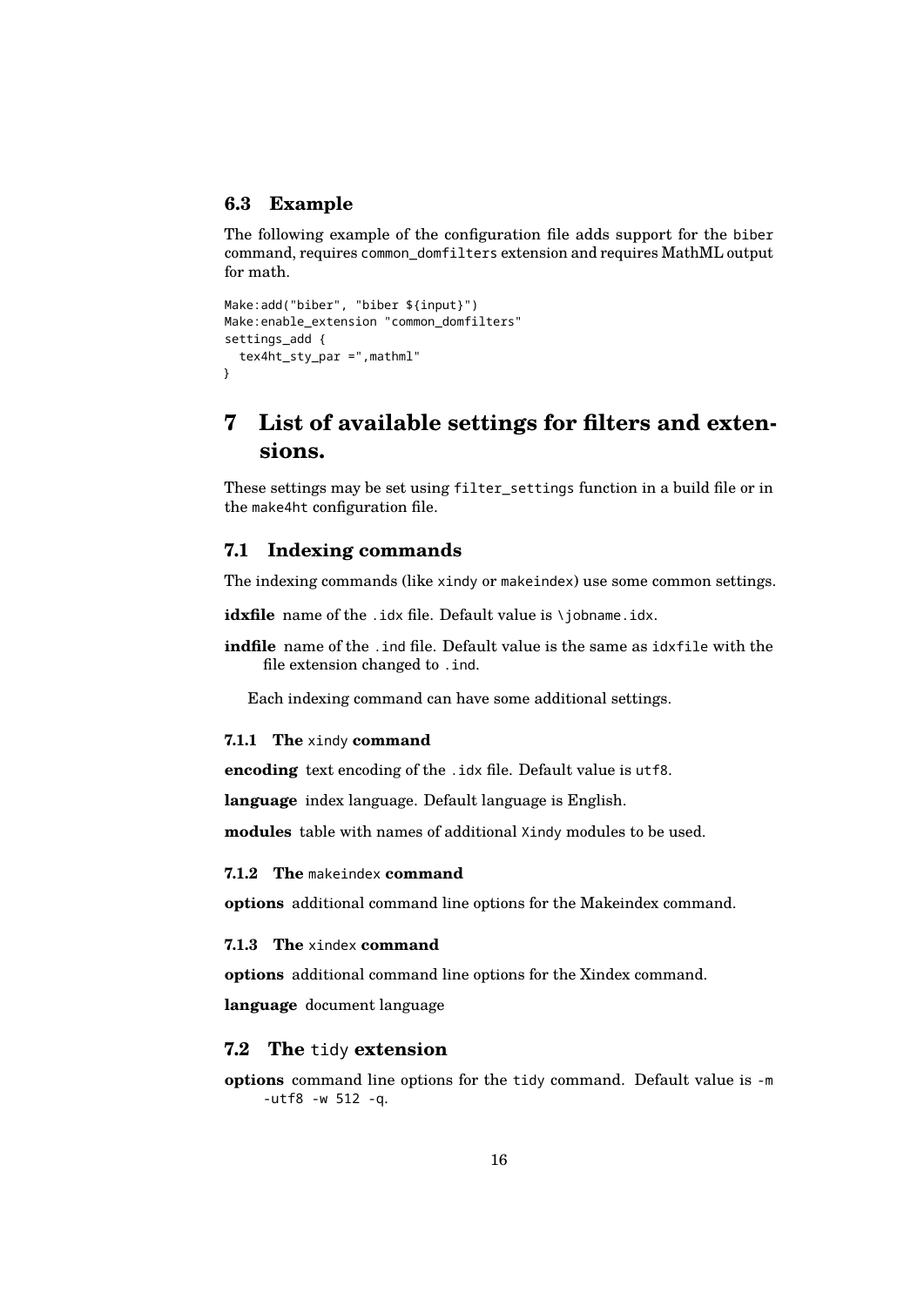### 6.3 Example

The following example of the configuration file adds support for the `biber` command, requires `common_domfilters` extension and requires MathML output for math.

```
Make:add("biber", "biber ${input}")
Make:enable_extension "common_domfilters"
settings_add {
  tex4ht_sty_par =",mathml"
}
```

## 7 List of available settings for filters and extensions.

These settings may be set using `filter_settings` function in a build file or in the `make4ht` configuration file.

### 7.1 Indexing commands

The indexing commands (like `xindy` or `makeindex`) use some common settings.

**idxfile** name of the `.idx` file. Default value is `\jobname.idx`.

**indfile** name of the `.ind` file. Default value is the same as `idxfile` with the file extension changed to `.ind`.

Each indexing command can have some additional settings.

#### 7.1.1 The `xindy` command

**encoding** text encoding of the `.idx` file. Default value is `utf8`.

**language** index language. Default language is English.

**modules** table with names of additional `Xindy` modules to be used.

#### 7.1.2 The `makeindex` command

**options** additional command line options for the Makeindex command.

#### 7.1.3 The `xindex` command

**options** additional command line options for the Xindex command.

**language** document language

### 7.2 The `tidy` extension

**options** command line options for the `tidy` command. Default value is `-m -utf8 -w 512 -q`.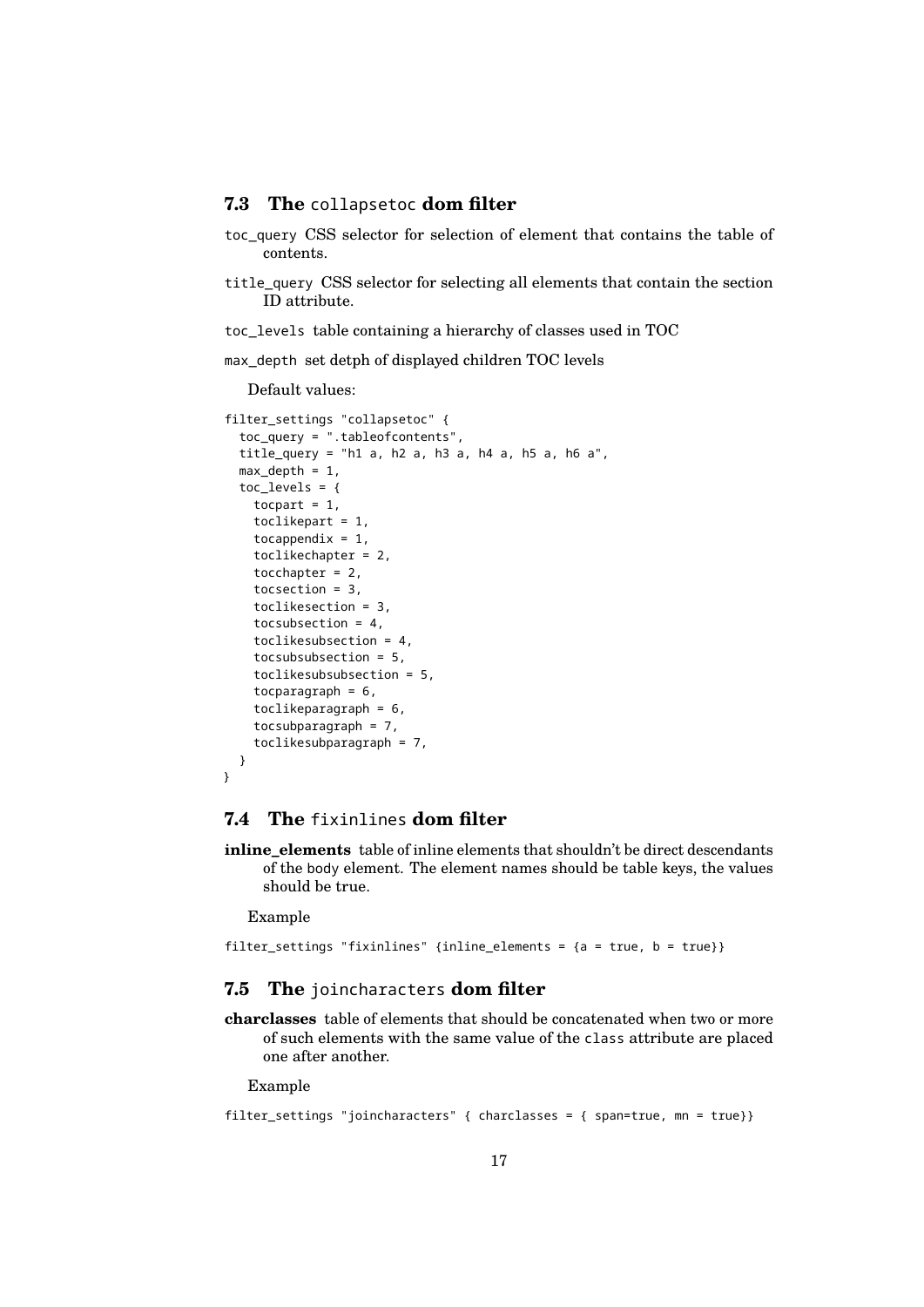### 7.3 The `collapsetoc` dom filter

`toc_query` CSS selector for selection of element that contains the table of contents.

`title_query` CSS selector for selecting all elements that contain the section ID attribute.

`toc_levels` table containing a hierarchy of classes used in TOC

`max_depth` set detph of displayed children TOC levels

Default values:

```
filter_settings "collapsetoc" {
  toc_query = ".tableofcontents",
  title_query = "h1 a, h2 a, h3 a, h4 a, h5 a, h6 a",
  max_depth = 1,
  toc_levels = {
    tocpart = 1,
    toclikepart = 1,
    tocappendix = 1,
    toclikechapter = 2,
    tocchapter = 2,
    tocsection = 3,
    toclikesection = 3,
    tocsubsection = 4,
    toclikesubsection = 4,
    tocsubsubsection = 5,
    toclikesubsubsection = 5,
    tocparagraph = 6,
    toclikeparagraph = 6,
    tocsubparagraph = 7,
    toclikesubparagraph = 7,
  }
}
```

### 7.4 The `fixinlines` dom filter

**inline_elements** table of inline elements that shouldn't be direct descendants of the body element. The element names should be table keys, the values should be true.

Example

```
filter_settings "fixinlines" {inline_elements = {a = true, b = true}}
```

### 7.5 The `joincharacters` dom filter

**charclasses** table of elements that should be concatenated when two or more of such elements with the same value of the `class` attribute are placed one after another.

Example

```
filter_settings "joincharacters" { charclasses = { span=true, mn = true}}
```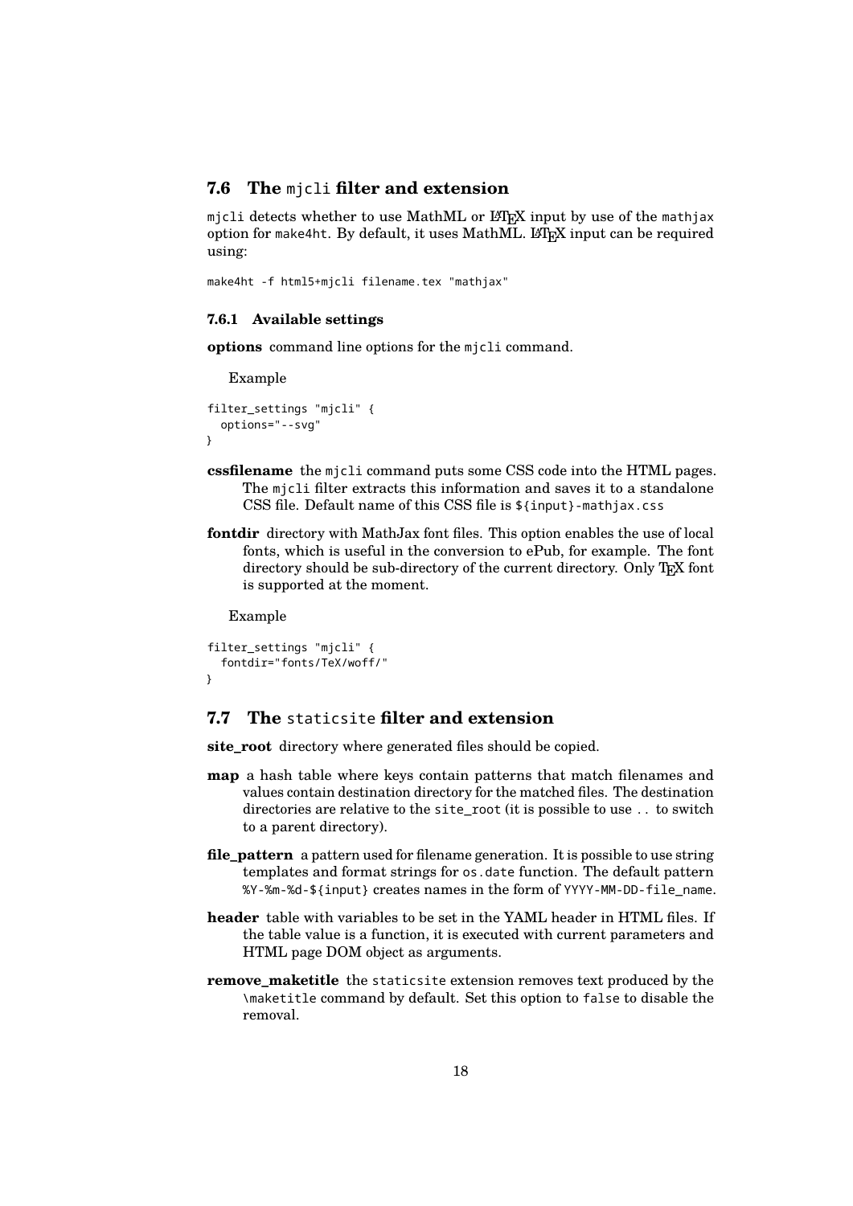## 7.6 The `mjcli` filter and extension

`mjcli` detects whether to use MathML or LaTeX input by use of the `mathjax` option for `make4ht`. By default, it uses MathML. LaTeX input can be required using:

```
make4ht -f html5+mjcli filename.tex "mathjax"
```

### 7.6.1 Available settings

**options** command line options for the `mjcli` command.

Example

```
filter_settings "mjcli" {
  options="--svg"
}
```

**cssfilename** the `mjcli` command puts some CSS code into the HTML pages. The `mjcli` filter extracts this information and saves it to a standalone CSS file. Default name of this CSS file is `${input}-mathjax.css`

**fontdir** directory with MathJax font files. This option enables the use of local fonts, which is useful in the conversion to ePub, for example. The font directory should be sub-directory of the current directory. Only TeX font is supported at the moment.

Example

```
filter_settings "mjcli" {
  fontdir="fonts/TeX/woff/"
}
```

## 7.7 The `staticsite` filter and extension

**site_root** directory where generated files should be copied.

**map** a hash table where keys contain patterns that match filenames and values contain destination directory for the matched files. The destination directories are relative to the `site_root` (it is possible to use `..` to switch to a parent directory).

**file_pattern** a pattern used for filename generation. It is possible to use string templates and format strings for `os.date` function. The default pattern `%Y-%m-%d-${input}` creates names in the form of `YYYY-MM-DD-file_name`.

**header** table with variables to be set in the YAML header in HTML files. If the table value is a function, it is executed with current parameters and HTML page DOM object as arguments.

**remove_maketitle** the `staticsite` extension removes text produced by the `\maketitle` command by default. Set this option to `false` to disable the removal.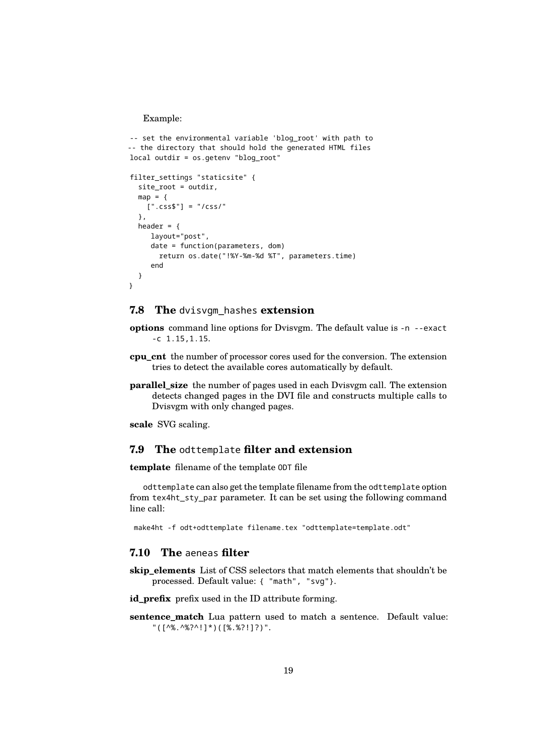Example:

```
-- set the environmental variable 'blog_root' with path to
-- the directory that should hold the generated HTML files
local outdir = os.getenv "blog_root"

filter_settings "staticsite" {
  site_root = outdir,
  map = {
    [".css$"] = "/css/"
  },
  header = {
     layout="post",
     date = function(parameters, dom)
       return os.date("!%Y-%m-%d %T", parameters.time)
     end
  }
}
```

## 7.8 The `dvisvgm_hashes` extension

**options** command line options for Dvisvgm. The default value is `-n --exact -c 1.15,1.15`.

**cpu_cnt** the number of processor cores used for the conversion. The extension tries to detect the available cores automatically by default.

**parallel_size** the number of pages used in each Dvisvgm call. The extension detects changed pages in the DVI file and constructs multiple calls to Dvisvgm with only changed pages.

**scale** SVG scaling.

## 7.9 The `odttemplate` filter and extension

**template** filename of the template `ODT` file

`odttemplate` can also get the template filename from the `odttemplate` option from `tex4ht_sty_par` parameter. It can be set using the following command line call:

```
make4ht -f odt+odttemplate filename.tex "odttemplate=template.odt"
```

## 7.10 The `aeneas` filter

**skip_elements** List of CSS selectors that match elements that shouldn't be processed. Default value: `{ "math", "svg"}`.

**id_prefix** prefix used in the ID attribute forming.

**sentence_match** Lua pattern used to match a sentence. Default value: `"([^%.^%?^!]*)([%.%?!]?)"`.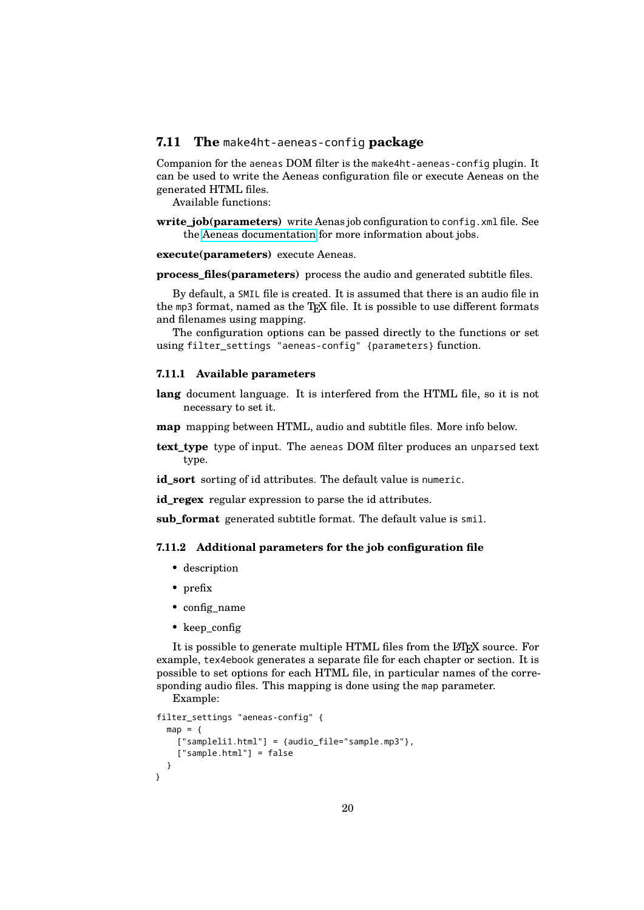## 7.11 The `make4ht-aeneas-config` package

Companion for the `aeneas` DOM filter is the `make4ht-aeneas-config` plugin. It can be used to write the Aeneas configuration file or execute Aeneas on the generated HTML files.

Available functions:

**write_job(parameters)** write Aenas job configuration to `config.xml` file. See the Aeneas documentation for more information about jobs.

**execute(parameters)** execute Aeneas.

**process_files(parameters)** process the audio and generated subtitle files.

By default, a `SMIL` file is created. It is assumed that there is an audio file in the `mp3` format, named as the TeX file. It is possible to use different formats and filenames using mapping.

The configuration options can be passed directly to the functions or set using `filter_settings "aeneas-config" {parameters}` function.

### 7.11.1 Available parameters

**lang** document language. It is interfered from the HTML file, so it is not necessary to set it.

**map** mapping between HTML, audio and subtitle files. More info below.

**text_type** type of input. The `aeneas` DOM filter produces an `unparsed` text type.

**id_sort** sorting of id attributes. The default value is `numeric`.

**id_regex** regular expression to parse the id attributes.

**sub_format** generated subtitle format. The default value is `smil`.

### 7.11.2 Additional parameters for the job configuration file

- description
- prefix
- config_name
- keep_config

It is possible to generate multiple HTML files from the LaTeX source. For example, `tex4ebook` generates a separate file for each chapter or section. It is possible to set options for each HTML file, in particular names of the corresponding audio files. This mapping is done using the `map` parameter.

Example:

```
filter_settings "aeneas-config" {
  map = {
    ["sampleli1.html"] = {audio_file="sample.mp3"},
    ["sample.html"] = false
  }
}
```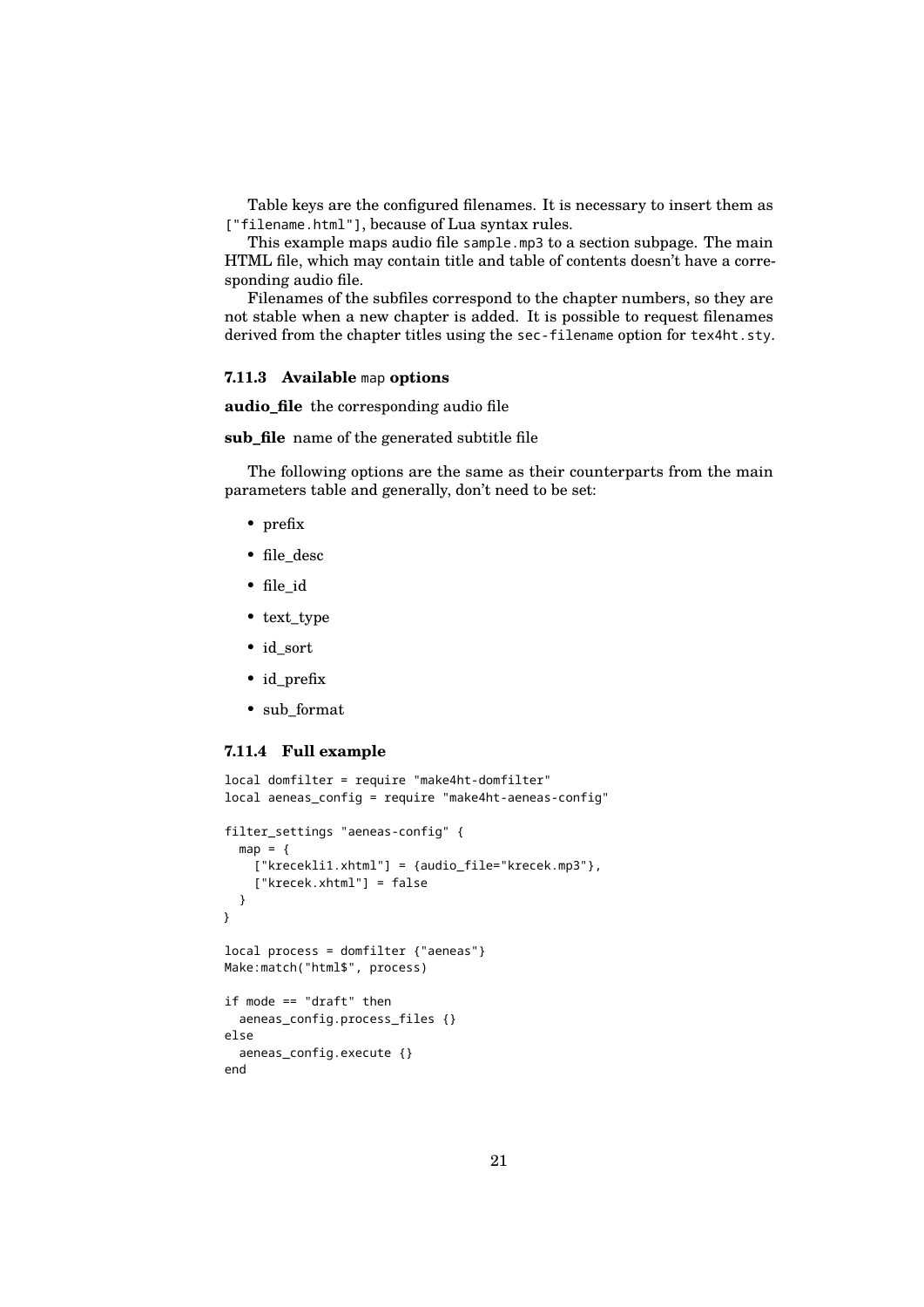Table keys are the configured filenames. It is necessary to insert them as `["filename.html"]`, because of Lua syntax rules.

This example maps audio file `sample.mp3` to a section subpage. The main HTML file, which may contain title and table of contents doesn't have a corresponding audio file.

Filenames of the subfiles correspond to the chapter numbers, so they are not stable when a new chapter is added. It is possible to request filenames derived from the chapter titles using the `sec-filename` option for `tex4ht.sty`.

### 7.11.3 Available `map` options

**audio_file** the corresponding audio file

**sub_file** name of the generated subtitle file

The following options are the same as their counterparts from the main parameters table and generally, don't need to be set:

- prefix
- file_desc
- file_id
- text_type
- id_sort
- id_prefix
- sub_format

### 7.11.4 Full example

```
local domfilter = require "make4ht-domfilter"
local aeneas_config = require "make4ht-aeneas-config"

filter_settings "aeneas-config" {
  map = {
    ["krecekli1.xhtml"] = {audio_file="krecek.mp3"},
    ["krecek.xhtml"] = false
  }
}

local process = domfilter {"aeneas"}
Make:match("html$", process)

if mode == "draft" then
  aeneas_config.process_files {}
else
  aeneas_config.execute {}
end
```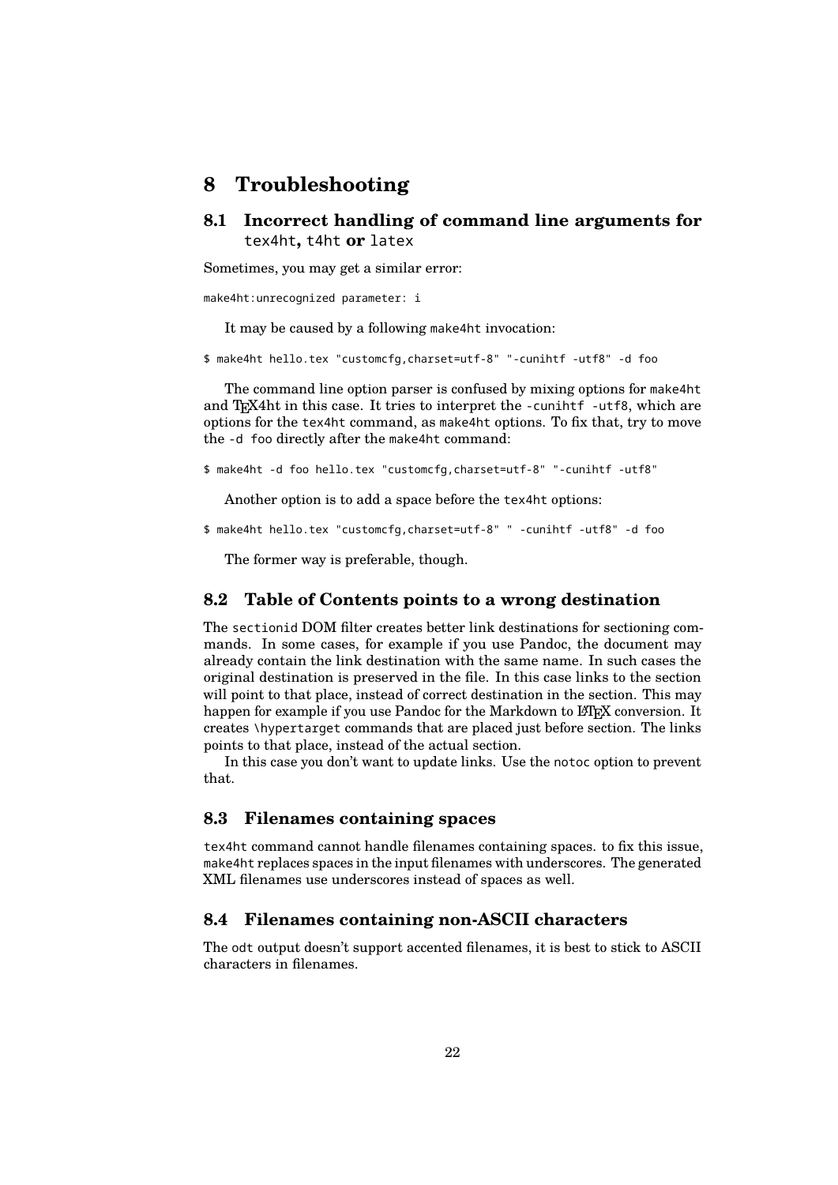# 8 Troubleshooting

## 8.1 Incorrect handling of command line arguments for `tex4ht`, `t4ht` or `latex`

Sometimes, you may get a similar error:

```
make4ht:unrecognized parameter: i
```

It may be caused by a following `make4ht` invocation:

```
$ make4ht hello.tex "customcfg,charset=utf-8" "-cunihtf -utf8" -d foo
```

The command line option parser is confused by mixing options for `make4ht` and TEX4ht in this case. It tries to interpret the `-cunihtf -utf8`, which are options for the `tex4ht` command, as `make4ht` options. To fix that, try to move the `-d foo` directly after the `make4ht` command:

```
$ make4ht -d foo hello.tex "customcfg,charset=utf-8" "-cunihtf -utf8"
```

Another option is to add a space before the `tex4ht` options:

```
$ make4ht hello.tex "customcfg,charset=utf-8" " -cunihtf -utf8" -d foo
```

The former way is preferable, though.

## 8.2 Table of Contents points to a wrong destination

The `sectionid` DOM filter creates better link destinations for sectioning commands. In some cases, for example if you use Pandoc, the document may already contain the link destination with the same name. In such cases the original destination is preserved in the file. In this case links to the section will point to that place, instead of correct destination in the section. This may happen for example if you use Pandoc for the Markdown to LaTeX conversion. It creates `\hypertarget` commands that are placed just before section. The links points to that place, instead of the actual section.

In this case you don't want to update links. Use the `notoc` option to prevent that.

## 8.3 Filenames containing spaces

`tex4ht` command cannot handle filenames containing spaces. to fix this issue, `make4ht` replaces spaces in the input filenames with underscores. The generated XML filenames use underscores instead of spaces as well.

## 8.4 Filenames containing non-ASCII characters

The `odt` output doesn't support accented filenames, it is best to stick to ASCII characters in filenames.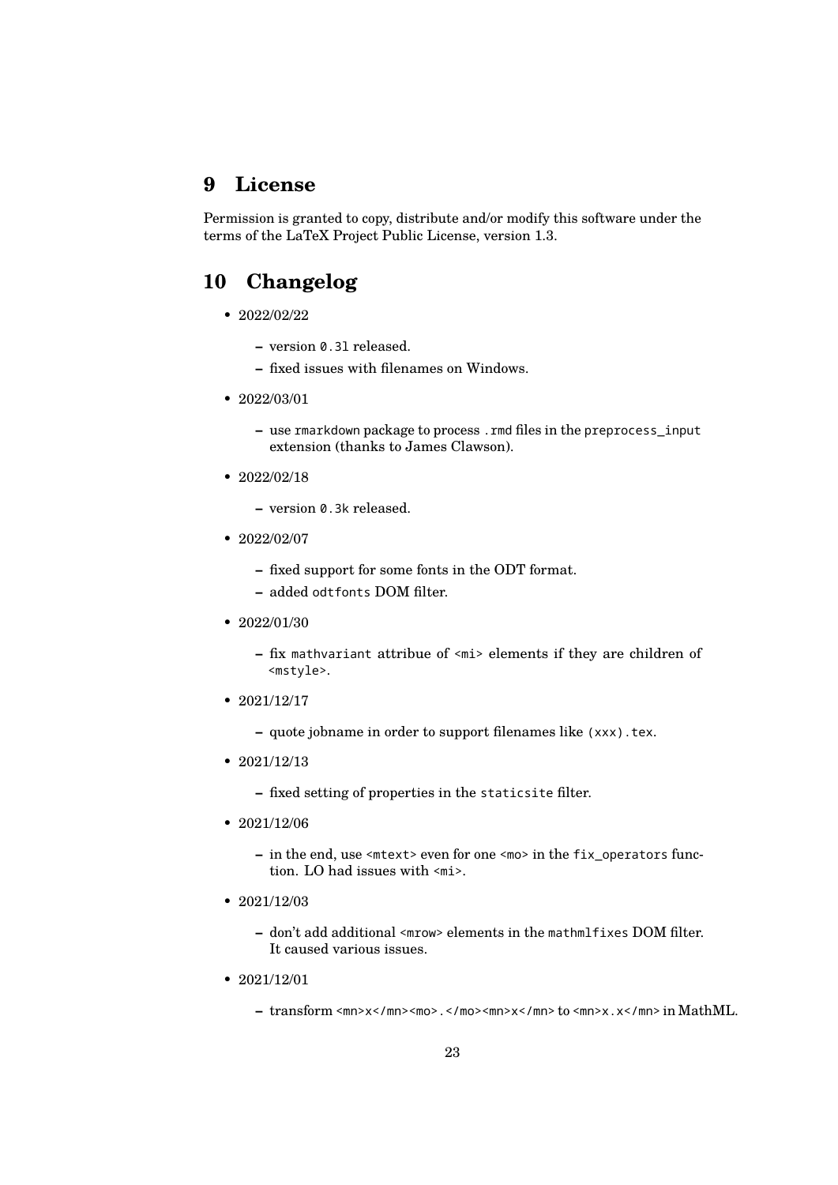## 9 License

Permission is granted to copy, distribute and/or modify this software under the terms of the LaTeX Project Public License, version 1.3.

## 10 Changelog

- 2022/02/22
  - version `0.3l` released.
  - fixed issues with filenames on Windows.
- 2022/03/01
  - use `rmarkdown` package to process `.rmd` files in the `preprocess_input` extension (thanks to James Clawson).
- 2022/02/18
  - version `0.3k` released.
- 2022/02/07
  - fixed support for some fonts in the ODT format.
  - added `odtfonts` DOM filter.
- 2022/01/30
  - fix `mathvariant` attribue of `<mi>` elements if they are children of `<mstyle>`.
- 2021/12/17
  - quote jobname in order to support filenames like `(xxx).tex`.
- 2021/12/13
  - fixed setting of properties in the `staticsite` filter.
- 2021/12/06
  - in the end, use `<mtext>` even for one `<mo>` in the `fix_operators` function. LO had issues with `<mi>`.
- 2021/12/03
  - don't add additional `<mrow>` elements in the `mathmlfixes` DOM filter. It caused various issues.
- 2021/12/01
  - transform `<mn>x</mn><mo>.</mo><mn>x</mn>` to `<mn>x.x</mn>` in MathML.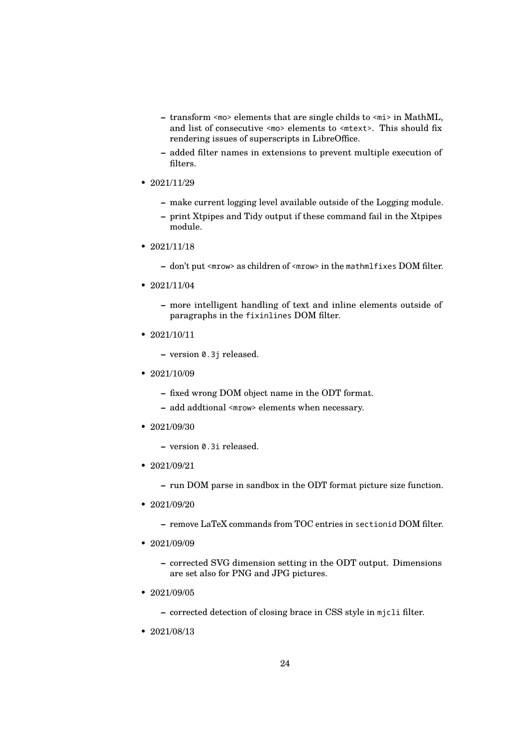- transform `<mo>` elements that are single childs to `<mi>` in MathML, and list of consecutive `<mo>` elements to `<mtext>`. This should fix rendering issues of superscripts in LibreOffice.
  - added filter names in extensions to prevent multiple execution of filters.

- 2021/11/29

  - make current logging level available outside of the Logging module.
  - print Xtpipes and Tidy output if these command fail in the Xtpipes module.

- 2021/11/18

  - don't put `<mrow>` as children of `<mrow>` in the `mathmlfixes` DOM filter.

- 2021/11/04

  - more intelligent handling of text and inline elements outside of paragraphs in the `fixinlines` DOM filter.

- 2021/10/11

  - version `0.3j` released.

- 2021/10/09

  - fixed wrong DOM object name in the ODT format.
  - add addtional `<mrow>` elements when necessary.

- 2021/09/30

  - version `0.3i` released.

- 2021/09/21

  - run DOM parse in sandbox in the ODT format picture size function.

- 2021/09/20

  - remove LaTeX commands from TOC entries in `sectionid` DOM filter.

- 2021/09/09

  - corrected SVG dimension setting in the ODT output. Dimensions are set also for PNG and JPG pictures.

- 2021/09/05

  - corrected detection of closing brace in CSS style in `mjcli` filter.

- 2021/08/13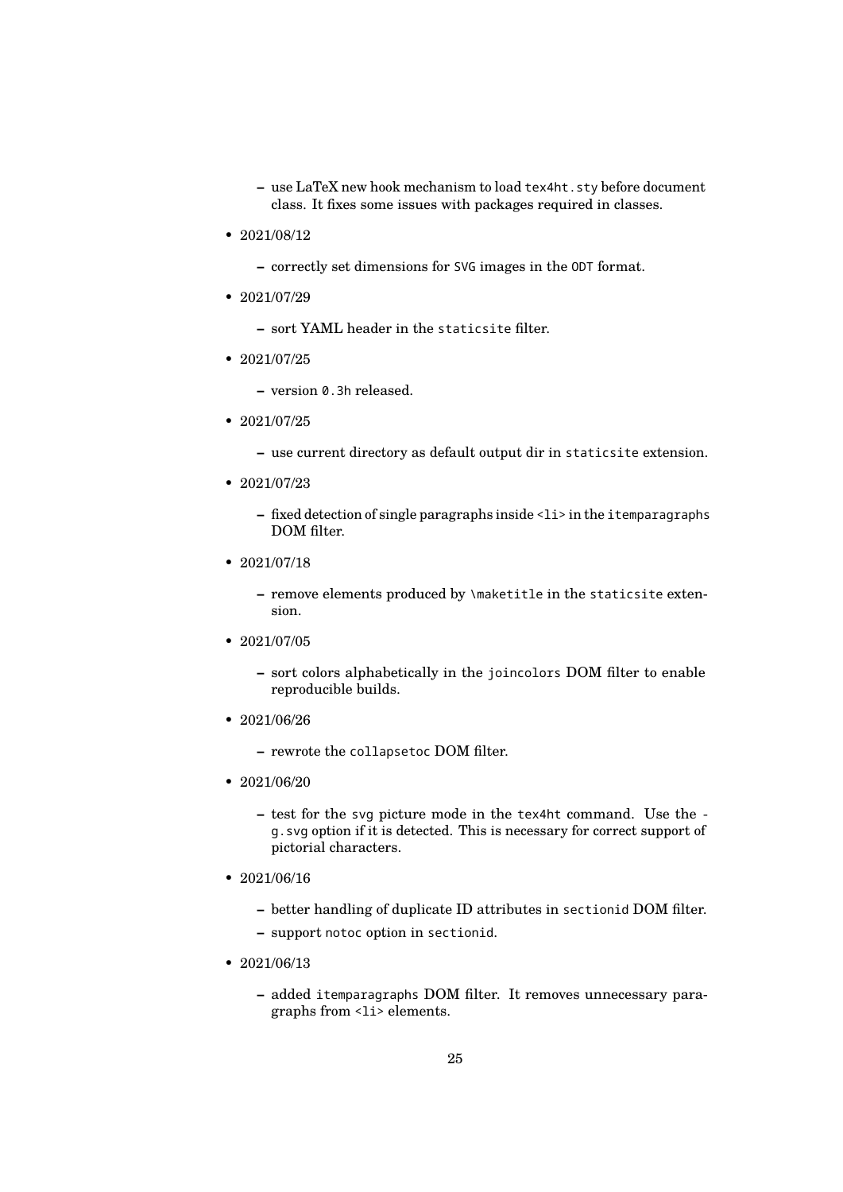- use LaTeX new hook mechanism to load `tex4ht.sty` before document class. It fixes some issues with packages required in classes.

- 2021/08/12
  - correctly set dimensions for `SVG` images in the `ODT` format.

- 2021/07/29
  - sort YAML header in the `staticsite` filter.

- 2021/07/25
  - version `0.3h` released.

- 2021/07/25
  - use current directory as default output dir in `staticsite` extension.

- 2021/07/23
  - fixed detection of single paragraphs inside `<li>` in the `itemparagraphs` DOM filter.

- 2021/07/18
  - remove elements produced by `\maketitle` in the `staticsite` extension.

- 2021/07/05
  - sort colors alphabetically in the `joincolors` DOM filter to enable reproducible builds.

- 2021/06/26
  - rewrote the `collapsetoc` DOM filter.

- 2021/06/20
  - test for the `svg` picture mode in the `tex4ht` command. Use the `-g.svg` option if it is detected. This is necessary for correct support of pictorial characters.

- 2021/06/16
  - better handling of duplicate ID attributes in `sectionid` DOM filter.
  - support `notoc` option in `sectionid`.

- 2021/06/13
  - added `itemparagraphs` DOM filter. It removes unnecessary paragraphs from `<li>` elements.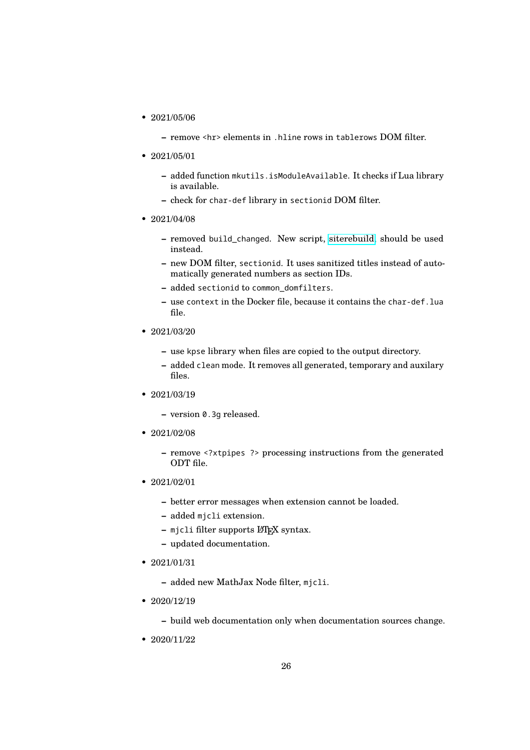- 2021/05/06
  - remove `<hr>` elements in `.hline` rows in `tablerows` DOM filter.
- 2021/05/01
  - added function `mkutils.isModuleAvailable`. It checks if Lua library is available.
  - check for `char-def` library in `sectionid` DOM filter.
- 2021/04/08
  - removed `build_changed`. New script, siterebuild, should be used instead.
  - new DOM filter, `sectionid`. It uses sanitized titles instead of automatically generated numbers as section IDs.
  - added `sectionid` to `common_domfilters`.
  - use `context` in the Docker file, because it contains the `char-def.lua` file.
- 2021/03/20
  - use `kpse` library when files are copied to the output directory.
  - added `clean` mode. It removes all generated, temporary and auxilary files.
- 2021/03/19
  - version `0.3g` released.
- 2021/02/08
  - remove `<?xtpipes ?>` processing instructions from the generated ODT file.
- 2021/02/01
  - better error messages when extension cannot be loaded.
  - added `mjcli` extension.
  - `mjcli` filter supports LaTeX syntax.
  - updated documentation.
- 2021/01/31
  - added new MathJax Node filter, `mjcli`.
- 2020/12/19
  - build web documentation only when documentation sources change.
- 2020/11/22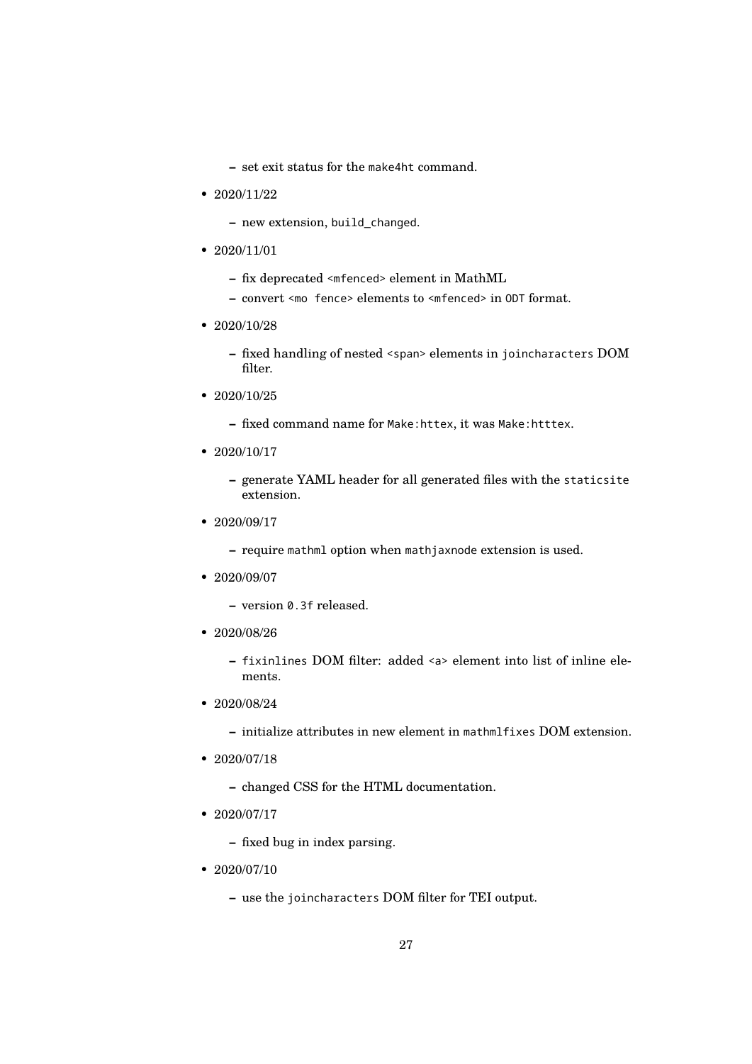- set exit status for the `make4ht` command.

- 2020/11/22

  - new extension, `build_changed`.

- 2020/11/01

  - fix deprecated `<mfenced>` element in MathML
  - convert `<mo fence>` elements to `<mfenced>` in `ODT` format.

- 2020/10/28

  - fixed handling of nested `<span>` elements in `joincharacters` DOM filter.

- 2020/10/25

  - fixed command name for `Make:httex`, it was `Make:htttex`.

- 2020/10/17

  - generate YAML header for all generated files with the `staticsite` extension.

- 2020/09/17

  - require `mathml` option when `mathjaxnode` extension is used.

- 2020/09/07

  - version `0.3f` released.

- 2020/08/26

  - `fixinlines` DOM filter: added `<a>` element into list of inline elements.

- 2020/08/24

  - initialize attributes in new element in `mathmlfixes` DOM extension.

- 2020/07/18

  - changed CSS for the HTML documentation.

- 2020/07/17

  - fixed bug in index parsing.

- 2020/07/10

  - use the `joincharacters` DOM filter for TEI output.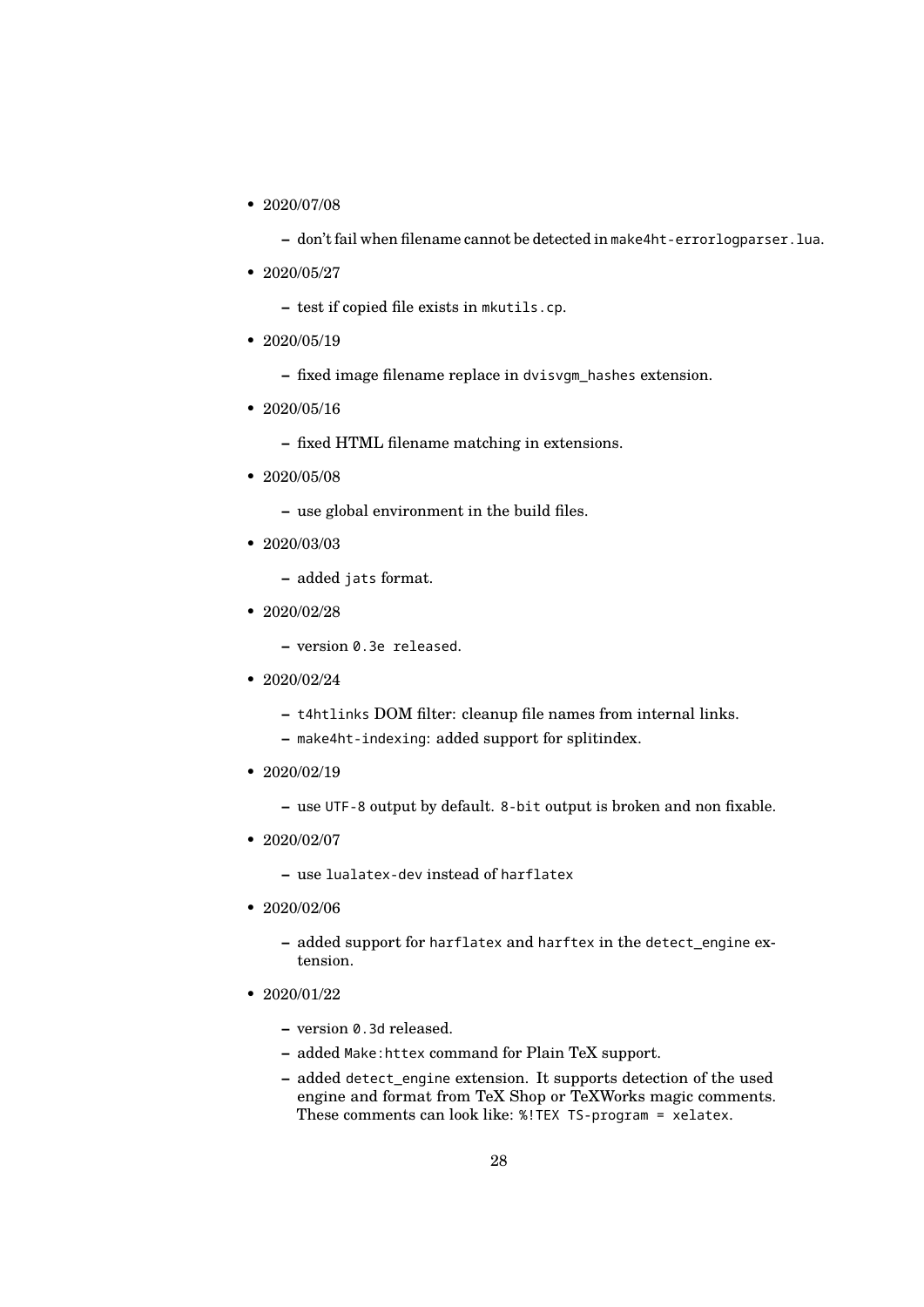- 2020/07/08
  - don't fail when filename cannot be detected in `make4ht-errorlogparser.lua`.
- 2020/05/27
  - test if copied file exists in `mkutils.cp`.
- 2020/05/19
  - fixed image filename replace in `dvisvgm_hashes` extension.
- 2020/05/16
  - fixed HTML filename matching in extensions.
- 2020/05/08
  - use global environment in the build files.
- 2020/03/03
  - added `jats` format.
- 2020/02/28
  - version `0.3e released`.
- 2020/02/24
  - `t4htlinks` DOM filter: cleanup file names from internal links.
  - `make4ht-indexing`: added support for splitindex.
- 2020/02/19
  - use `UTF-8` output by default. `8-bit` output is broken and non fixable.
- 2020/02/07
  - use `lualatex-dev` instead of `harflatex`
- 2020/02/06
  - added support for `harflatex` and `harftex` in the `detect_engine` extension.
- 2020/01/22
  - version `0.3d` released.
  - added `Make:httex` command for Plain TeX support.
  - added `detect_engine` extension. It supports detection of the used engine and format from TeX Shop or TeXWorks magic comments. These comments can look like: `%!TEX TS-program = xelatex`.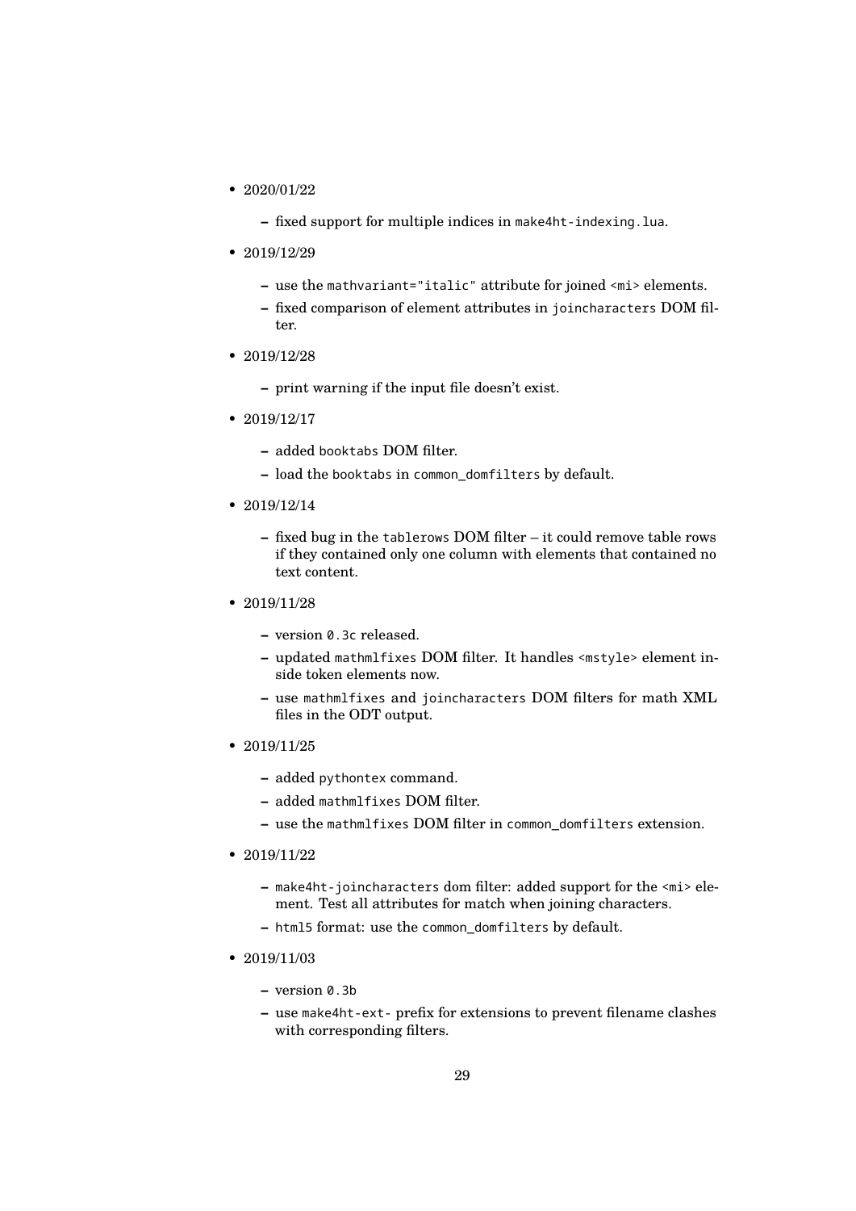- 2020/01/22
  - fixed support for multiple indices in `make4ht-indexing.lua`.
- 2019/12/29
  - use the `mathvariant="italic"` attribute for joined `<mi>` elements.
  - fixed comparison of element attributes in `joincharacters` DOM filter.
- 2019/12/28
  - print warning if the input file doesn't exist.
- 2019/12/17
  - added `booktabs` DOM filter.
  - load the `booktabs` in `common_domfilters` by default.
- 2019/12/14
  - fixed bug in the `tablerows` DOM filter – it could remove table rows if they contained only one column with elements that contained no text content.
- 2019/11/28
  - version `0.3c` released.
  - updated `mathmlfixes` DOM filter. It handles `<mstyle>` element inside token elements now.
  - use `mathmlfixes` and `joincharacters` DOM filters for math XML files in the ODT output.
- 2019/11/25
  - added `pythontex` command.
  - added `mathmlfixes` DOM filter.
  - use the `mathmlfixes` DOM filter in `common_domfilters` extension.
- 2019/11/22
  - `make4ht-joincharacters` dom filter: added support for the `<mi>` element. Test all attributes for match when joining characters.
  - `html5` format: use the `common_domfilters` by default.
- 2019/11/03
  - version `0.3b`
  - use `make4ht-ext-` prefix for extensions to prevent filename clashes with corresponding filters.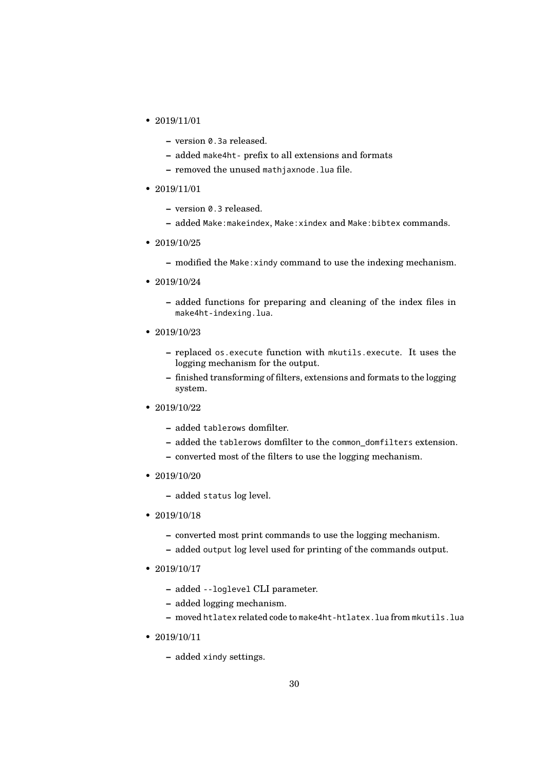- 2019/11/01
  - version `0.3a` released.
  - added `make4ht-` prefix to all extensions and formats
  - removed the unused `mathjaxnode.lua` file.
- 2019/11/01
  - version `0.3` released.
  - added `Make:makeindex`, `Make:xindex` and `Make:bibtex` commands.
- 2019/10/25
  - modified the `Make:xindy` command to use the indexing mechanism.
- 2019/10/24
  - added functions for preparing and cleaning of the index files in `make4ht-indexing.lua`.
- 2019/10/23
  - replaced `os.execute` function with `mkutils.execute`. It uses the logging mechanism for the output.
  - finished transforming of filters, extensions and formats to the logging system.
- 2019/10/22
  - added `tablerows` domfilter.
  - added the `tablerows` domfilter to the `common_domfilters` extension.
  - converted most of the filters to use the logging mechanism.
- 2019/10/20
  - added `status` log level.
- 2019/10/18
  - converted most print commands to use the logging mechanism.
  - added `output` log level used for printing of the commands output.
- 2019/10/17
  - added `--loglevel` CLI parameter.
  - added logging mechanism.
  - moved `htlatex` related code to `make4ht-htlatex.lua` from `mkutils.lua`
- 2019/10/11
  - added `xindy` settings.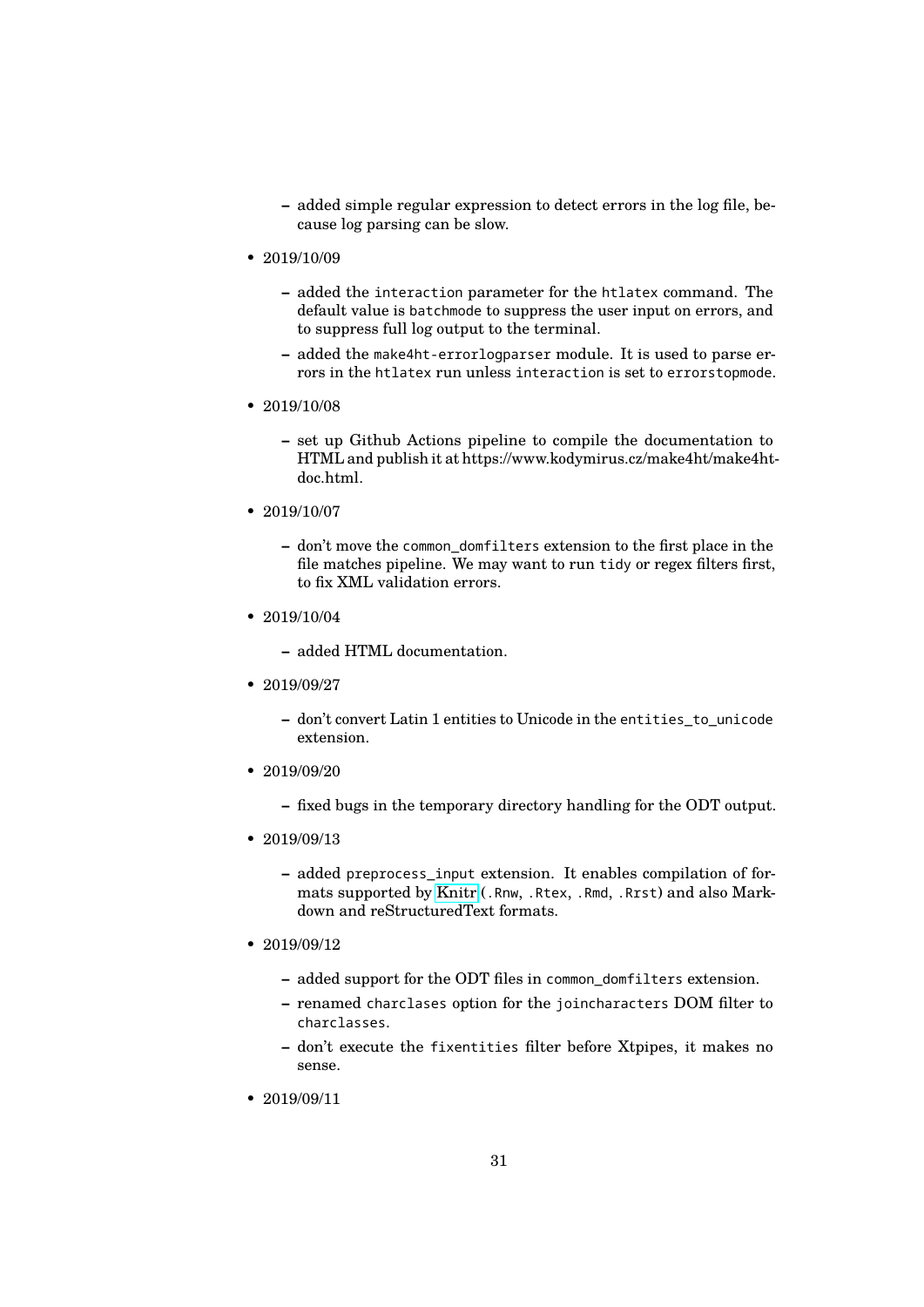- added simple regular expression to detect errors in the log file, because log parsing can be slow.

- 2019/10/09
  - added the `interaction` parameter for the `htlatex` command. The default value is `batchmode` to suppress the user input on errors, and to suppress full log output to the terminal.
  - added the `make4ht-errorlogparser` module. It is used to parse errors in the `htlatex` run unless `interaction` is set to `errorstopmode`.

- 2019/10/08
  - set up Github Actions pipeline to compile the documentation to HTML and publish it at https://www.kodymirus.cz/make4ht/make4ht-doc.html.

- 2019/10/07
  - don't move the `common_domfilters` extension to the first place in the file matches pipeline. We may want to run `tidy` or regex filters first, to fix XML validation errors.

- 2019/10/04
  - added HTML documentation.

- 2019/09/27
  - don't convert Latin 1 entities to Unicode in the `entities_to_unicode` extension.

- 2019/09/20
  - fixed bugs in the temporary directory handling for the ODT output.

- 2019/09/13
  - added `preprocess_input` extension. It enables compilation of formats supported by Knitr (`.Rnw`, `.Rtex`, `.Rmd`, `.Rrst`) and also Markdown and reStructuredText formats.

- 2019/09/12
  - added support for the ODT files in `common_domfilters` extension.
  - renamed `charclases` option for the `joincharacters` DOM filter to `charclasses`.
  - don't execute the `fixentities` filter before Xtpipes, it makes no sense.

- 2019/09/11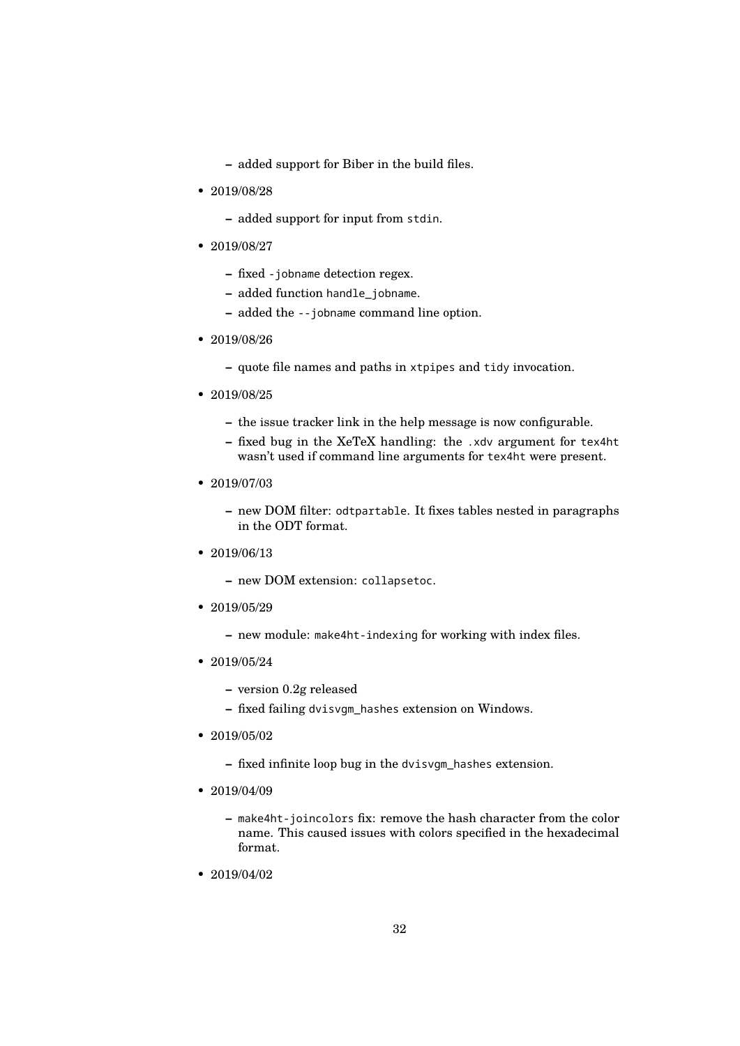- added support for Biber in the build files.

- 2019/08/28

  - added support for input from `stdin`.

- 2019/08/27

  - fixed `-jobname` detection regex.
  - added function `handle_jobname`.
  - added the `--jobname` command line option.

- 2019/08/26

  - quote file names and paths in `xtpipes` and `tidy` invocation.

- 2019/08/25

  - the issue tracker link in the help message is now configurable.
  - fixed bug in the XeTeX handling: the `.xdv` argument for `tex4ht` wasn't used if command line arguments for `tex4ht` were present.

- 2019/07/03

  - new DOM filter: `odtpartable`. It fixes tables nested in paragraphs in the ODT format.

- 2019/06/13

  - new DOM extension: `collapsetoc`.

- 2019/05/29

  - new module: `make4ht-indexing` for working with index files.

- 2019/05/24

  - version 0.2g released
  - fixed failing `dvisvgm_hashes` extension on Windows.

- 2019/05/02

  - fixed infinite loop bug in the `dvisvgm_hashes` extension.

- 2019/04/09

  - `make4ht-joincolors` fix: remove the hash character from the color name. This caused issues with colors specified in the hexadecimal format.

- 2019/04/02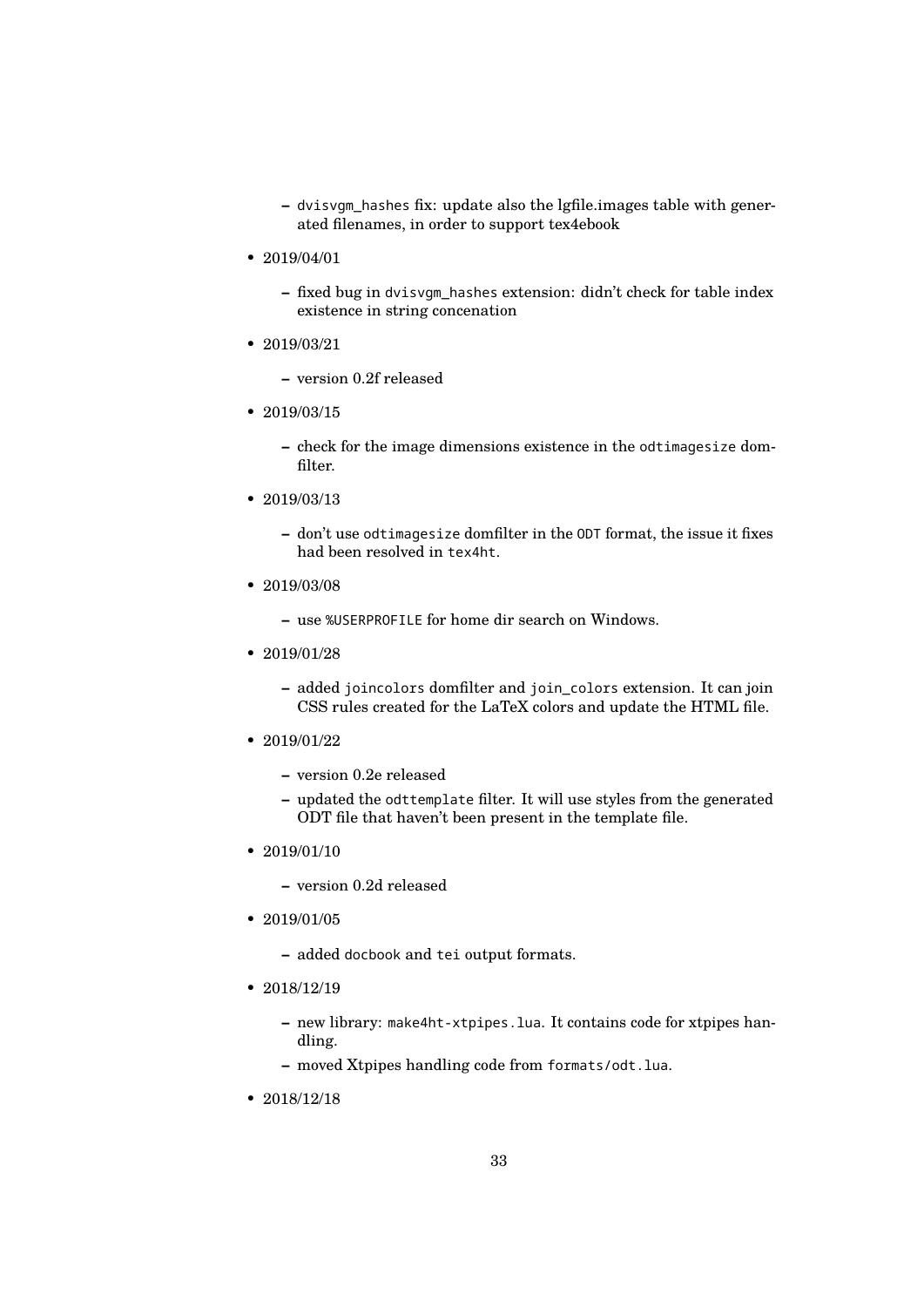- `dvisvgm_hashes` fix: update also the lgfile.images table with generated filenames, in order to support tex4ebook

- 2019/04/01
  - fixed bug in `dvisvgm_hashes` extension: didn't check for table index existence in string concenation

- 2019/03/21
  - version 0.2f released

- 2019/03/15
  - check for the image dimensions existence in the `odtimagesize` domfilter.

- 2019/03/13
  - don't use `odtimagesize` domfilter in the `ODT` format, the issue it fixes had been resolved in `tex4ht`.

- 2019/03/08
  - use `%USERPROFILE` for home dir search on Windows.

- 2019/01/28
  - added `joincolors` domfilter and `join_colors` extension. It can join CSS rules created for the LaTeX colors and update the HTML file.

- 2019/01/22
  - version 0.2e released
  - updated the `odttemplate` filter. It will use styles from the generated ODT file that haven't been present in the template file.

- 2019/01/10
  - version 0.2d released

- 2019/01/05
  - added `docbook` and `tei` output formats.

- 2018/12/19
  - new library: `make4ht-xtpipes.lua`. It contains code for xtpipes handling.
  - moved Xtpipes handling code from `formats/odt.lua`.

- 2018/12/18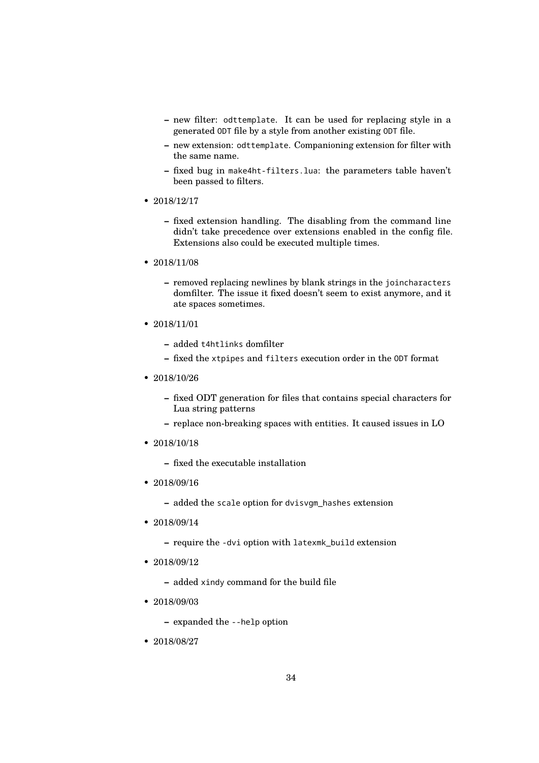- new filter: `odttemplate`. It can be used for replacing style in a generated `ODT` file by a style from another existing `ODT` file.
  - new extension: `odttemplate`. Companioning extension for filter with the same name.
  - fixed bug in `make4ht-filters.lua`: the parameters table haven't been passed to filters.

- 2018/12/17

  - fixed extension handling. The disabling from the command line didn't take precedence over extensions enabled in the config file. Extensions also could be executed multiple times.

- 2018/11/08

  - removed replacing newlines by blank strings in the `joincharacters` domfilter. The issue it fixed doesn't seem to exist anymore, and it ate spaces sometimes.

- 2018/11/01

  - added `t4htlinks` domfilter
  - fixed the `xtpipes` and `filters` execution order in the `ODT` format

- 2018/10/26

  - fixed ODT generation for files that contains special characters for Lua string patterns
  - replace non-breaking spaces with entities. It caused issues in LO

- 2018/10/18

  - fixed the executable installation

- 2018/09/16

  - added the `scale` option for `dvisvgm_hashes` extension

- 2018/09/14

  - require the `-dvi` option with `latexmk_build` extension

- 2018/09/12

  - added `xindy` command for the build file

- 2018/09/03

  - expanded the `--help` option

- 2018/08/27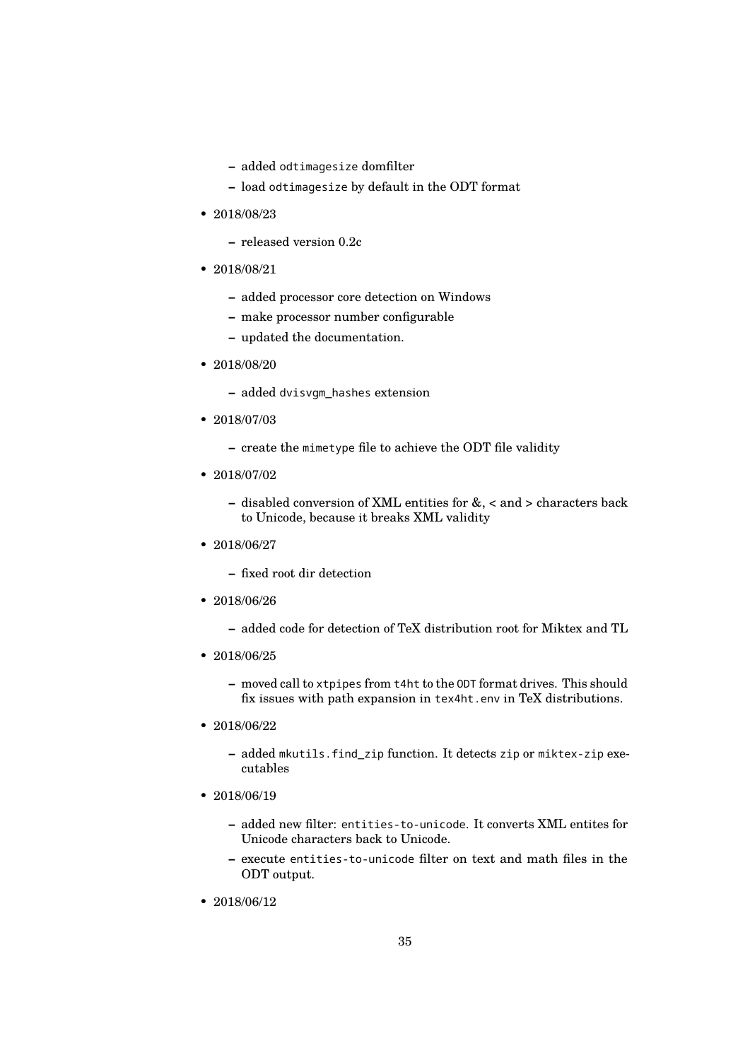- added `odtimagesize` domfilter
  - load `odtimagesize` by default in the ODT format

- 2018/08/23
  - released version 0.2c

- 2018/08/21
  - added processor core detection on Windows
  - make processor number configurable
  - updated the documentation.

- 2018/08/20
  - added `dvisvgm_hashes` extension

- 2018/07/03
  - create the `mimetype` file to achieve the ODT file validity

- 2018/07/02
  - disabled conversion of XML entities for &, < and > characters back to Unicode, because it breaks XML validity

- 2018/06/27
  - fixed root dir detection

- 2018/06/26
  - added code for detection of TeX distribution root for Miktex and TL

- 2018/06/25
  - moved call to `xtpipes` from `t4ht` to the `ODT` format drives. This should fix issues with path expansion in `tex4ht.env` in TeX distributions.

- 2018/06/22
  - added `mkutils.find_zip` function. It detects `zip` or `miktex-zip` executables

- 2018/06/19
  - added new filter: `entities-to-unicode`. It converts XML entites for Unicode characters back to Unicode.
  - execute `entities-to-unicode` filter on text and math files in the ODT output.

- 2018/06/12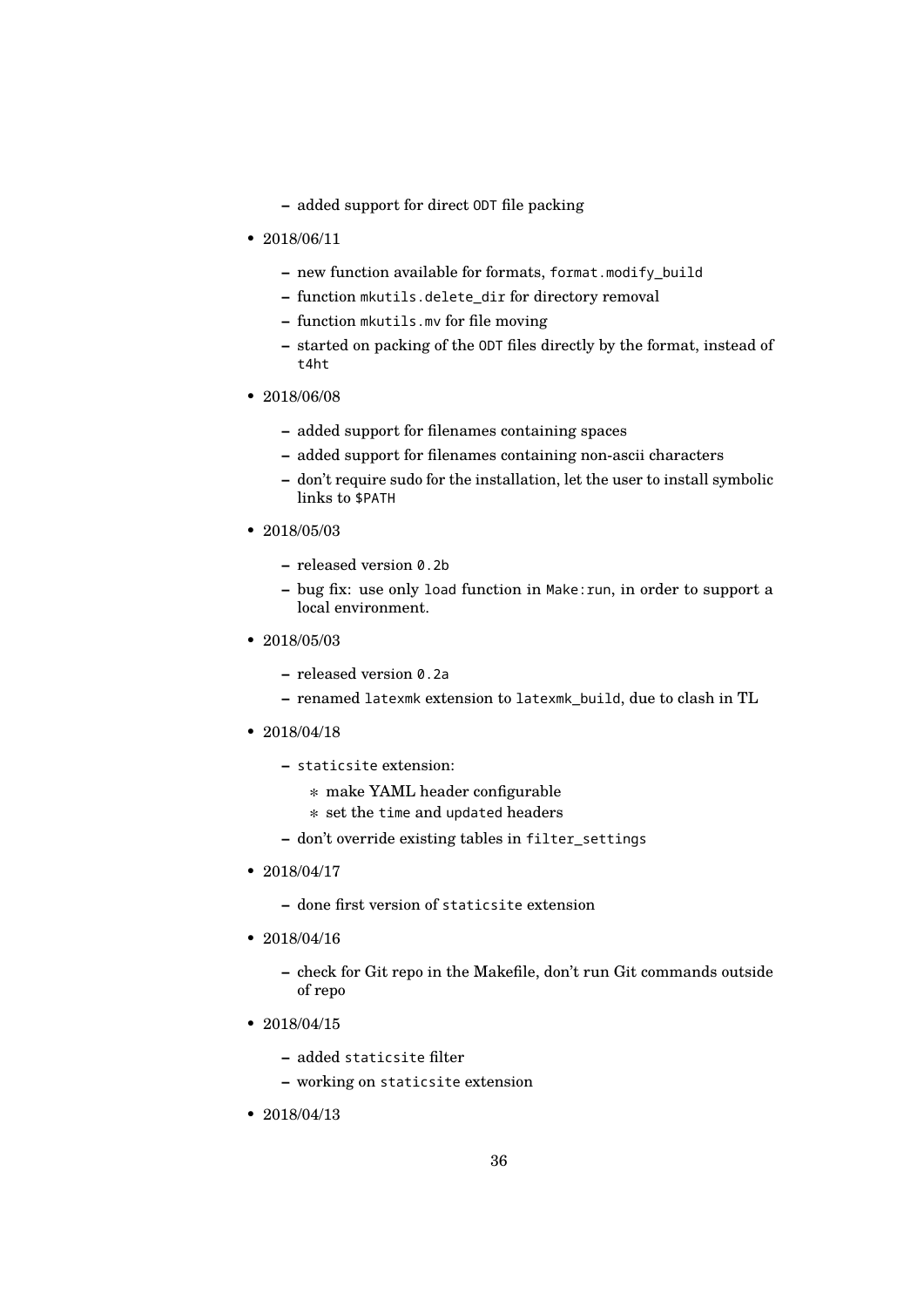- added support for direct `ODT` file packing

- 2018/06/11

  - new function available for formats, `format.modify_build`
  - function `mkutils.delete_dir` for directory removal
  - function `mkutils.mv` for file moving
  - started on packing of the `ODT` files directly by the format, instead of `t4ht`

- 2018/06/08

  - added support for filenames containing spaces
  - added support for filenames containing non-ascii characters
  - don't require sudo for the installation, let the user to install symbolic links to `$PATH`

- 2018/05/03

  - released version `0.2b`
  - bug fix: use only `load` function in `Make:run`, in order to support a local environment.

- 2018/05/03

  - released version `0.2a`
  - renamed `latexmk` extension to `latexmk_build`, due to clash in TL

- 2018/04/18

  - `staticsite` extension:
    * make YAML header configurable
    * set the `time` and `updated` headers
  - don't override existing tables in `filter_settings`

- 2018/04/17

  - done first version of `staticsite` extension

- 2018/04/16

  - check for Git repo in the Makefile, don't run Git commands outside of repo

- 2018/04/15

  - added `staticsite` filter
  - working on `staticsite` extension

- 2018/04/13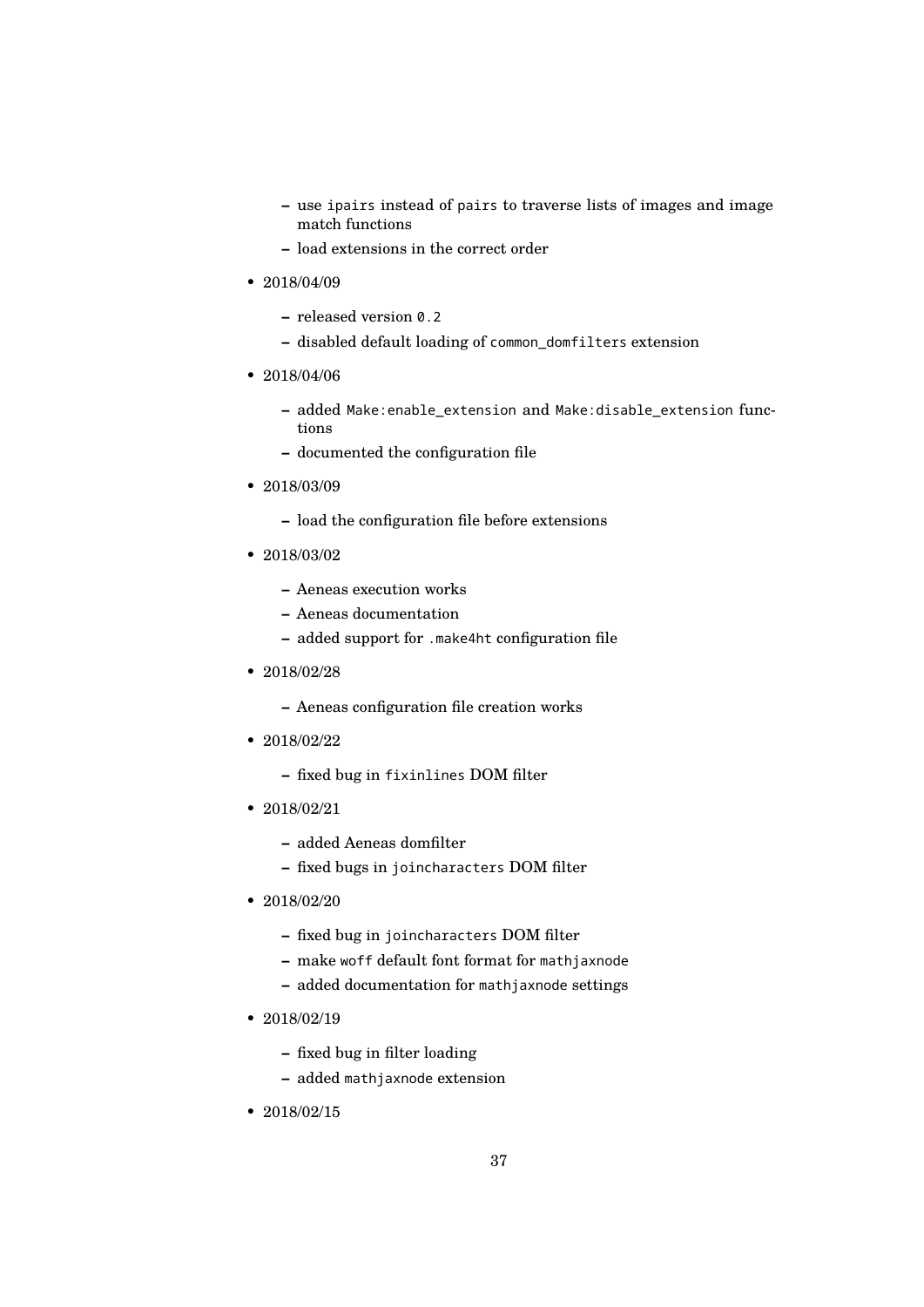- use `ipairs` instead of `pairs` to traverse lists of images and image match functions
  - load extensions in the correct order

- 2018/04/09
  - released version `0.2`
  - disabled default loading of `common_domfilters` extension

- 2018/04/06
  - added `Make:enable_extension` and `Make:disable_extension` functions
  - documented the configuration file

- 2018/03/09
  - load the configuration file before extensions

- 2018/03/02
  - Aeneas execution works
  - Aeneas documentation
  - added support for `.make4ht` configuration file

- 2018/02/28
  - Aeneas configuration file creation works

- 2018/02/22
  - fixed bug in `fixinlines` DOM filter

- 2018/02/21
  - added Aeneas domfilter
  - fixed bugs in `joincharacters` DOM filter

- 2018/02/20
  - fixed bug in `joincharacters` DOM filter
  - make `woff` default font format for `mathjaxnode`
  - added documentation for `mathjaxnode` settings

- 2018/02/19
  - fixed bug in filter loading
  - added `mathjaxnode` extension

- 2018/02/15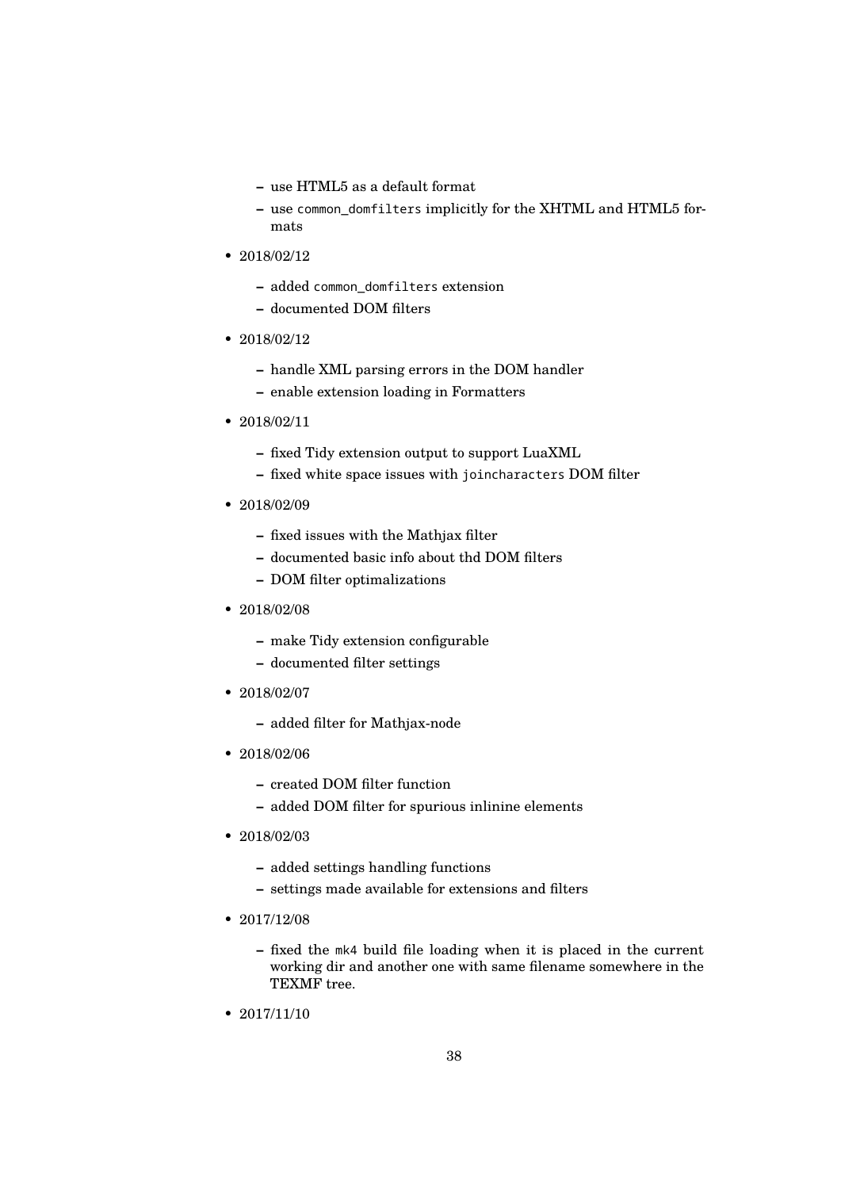- use HTML5 as a default format
  - use `common_domfilters` implicitly for the XHTML and HTML5 formats

- 2018/02/12
  - added `common_domfilters` extension
  - documented DOM filters

- 2018/02/12
  - handle XML parsing errors in the DOM handler
  - enable extension loading in Formatters

- 2018/02/11
  - fixed Tidy extension output to support LuaXML
  - fixed white space issues with `joincharacters` DOM filter

- 2018/02/09
  - fixed issues with the Mathjax filter
  - documented basic info about thd DOM filters
  - DOM filter optimalizations

- 2018/02/08
  - make Tidy extension configurable
  - documented filter settings

- 2018/02/07
  - added filter for Mathjax-node

- 2018/02/06
  - created DOM filter function
  - added DOM filter for spurious inlinine elements

- 2018/02/03
  - added settings handling functions
  - settings made available for extensions and filters

- 2017/12/08
  - fixed the `mk4` build file loading when it is placed in the current working dir and another one with same filename somewhere in the TEXMF tree.

- 2017/11/10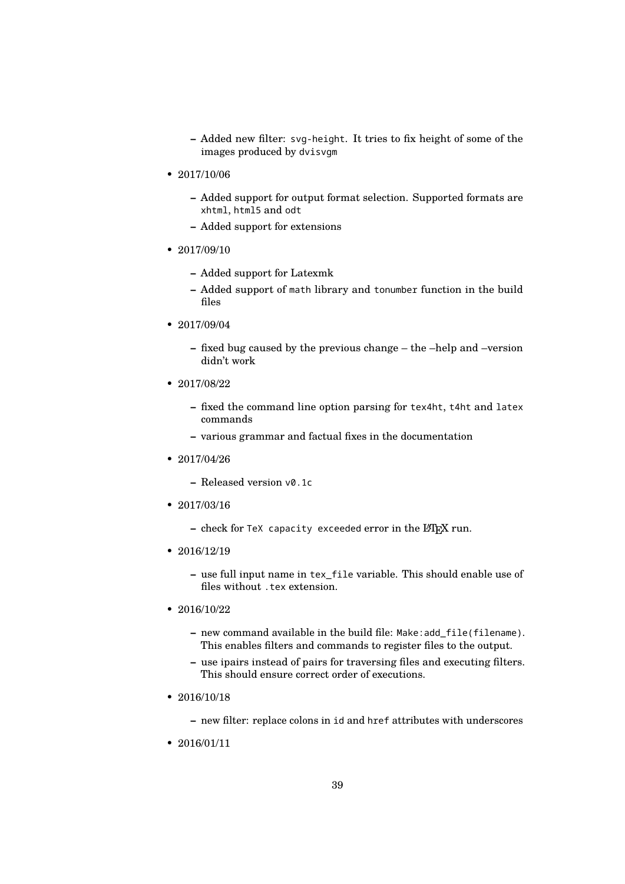- Added new filter: `svg-height`. It tries to fix height of some of the images produced by `dvisvgm`

- 2017/10/06
  - Added support for output format selection. Supported formats are `xhtml`, `html5` and `odt`
  - Added support for extensions

- 2017/09/10
  - Added support for Latexmk
  - Added support of `math` library and `tonumber` function in the build files

- 2017/09/04
  - fixed bug caused by the previous change – the –help and –version didn't work

- 2017/08/22
  - fixed the command line option parsing for `tex4ht`, `t4ht` and `latex` commands
  - various grammar and factual fixes in the documentation

- 2017/04/26
  - Released version `v0.1c`

- 2017/03/16
  - check for `TeX capacity exceeded` error in the LaTeX run.

- 2016/12/19
  - use full input name in `tex_file` variable. This should enable use of files without `.tex` extension.

- 2016/10/22
  - new command available in the build file: `Make:add_file(filename)`. This enables filters and commands to register files to the output.
  - use ipairs instead of pairs for traversing files and executing filters. This should ensure correct order of executions.

- 2016/10/18
  - new filter: replace colons in `id` and `href` attributes with underscores

- 2016/01/11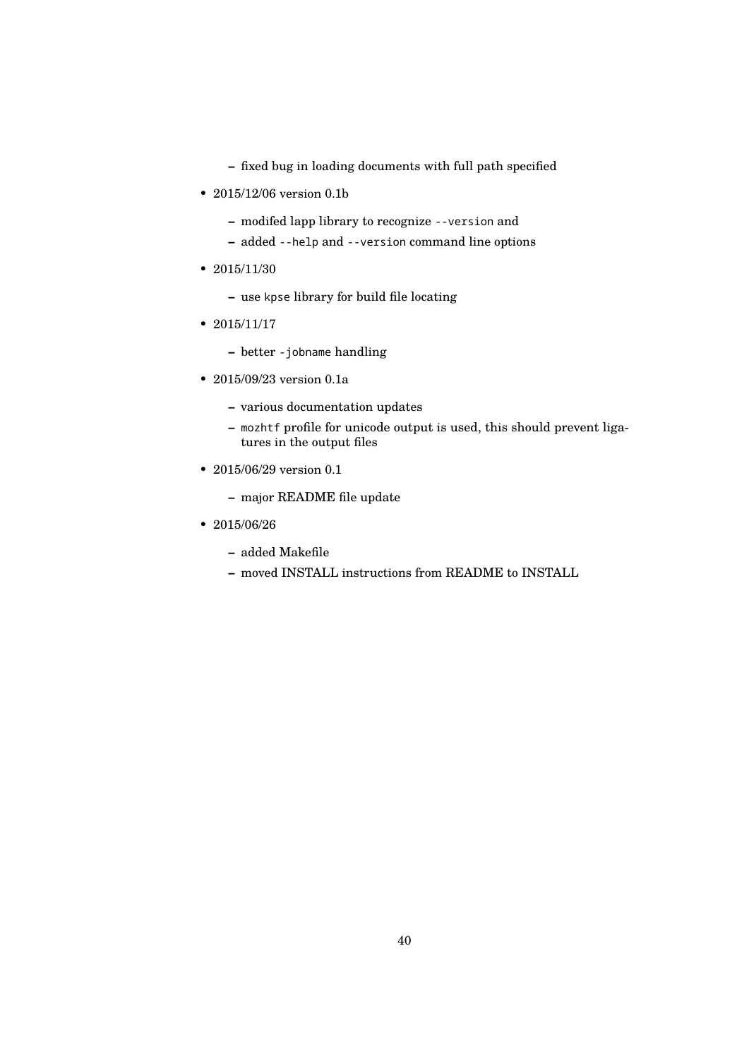- fixed bug in loading documents with full path specified

- 2015/12/06 version 0.1b
  - modifed lapp library to recognize `--version` and
  - added `--help` and `--version` command line options
- 2015/11/30
  - use `kpse` library for build file locating
- 2015/11/17
  - better `-jobname` handling
- 2015/09/23 version 0.1a
  - various documentation updates
  - `mozhtf` profile for unicode output is used, this should prevent ligatures in the output files
- 2015/06/29 version 0.1
  - major README file update
- 2015/06/26
  - added Makefile
  - moved INSTALL instructions from README to INSTALL